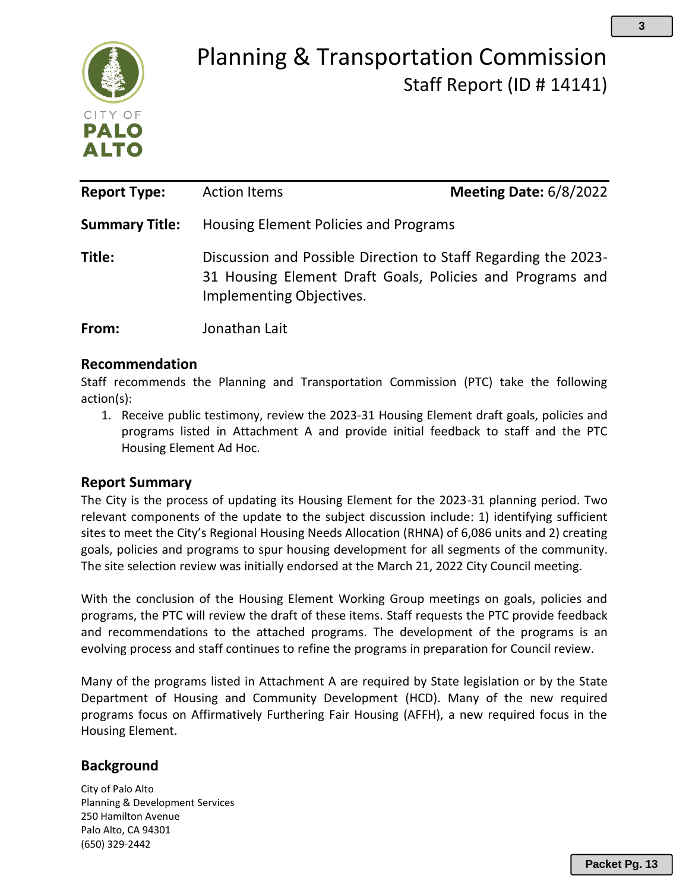# Planning & Transportation Commission

## Staff Report (ID # 14141)

| | | |
|---|---|---|
| **Report Type:** | Action Items | **Meeting Date:** 6/8/2022 |
| **Summary Title:** | Housing Element Policies and Programs | |
| **Title:** | Discussion and Possible Direction to Staff Regarding the 2023-31 Housing Element Draft Goals, Policies and Programs and Implementing Objectives. | |
| **From:** | Jonathan Lait | |

## Recommendation

Staff recommends the Planning and Transportation Commission (PTC) take the following action(s):

1. Receive public testimony, review the 2023-31 Housing Element draft goals, policies and programs listed in Attachment A and provide initial feedback to staff and the PTC Housing Element Ad Hoc.

## Report Summary

The City is the process of updating its Housing Element for the 2023-31 planning period. Two relevant components of the update to the subject discussion include: 1) identifying sufficient sites to meet the City's Regional Housing Needs Allocation (RHNA) of 6,086 units and 2) creating goals, policies and programs to spur housing development for all segments of the community. The site selection review was initially endorsed at the March 21, 2022 City Council meeting.

With the conclusion of the Housing Element Working Group meetings on goals, policies and programs, the PTC will review the draft of these items. Staff requests the PTC provide feedback and recommendations to the attached programs. The development of the programs is an evolving process and staff continues to refine the programs in preparation for Council review.

Many of the programs listed in Attachment A are required by State legislation or by the State Department of Housing and Community Development (HCD). Many of the new required programs focus on Affirmatively Furthering Fair Housing (AFFH), a new required focus in the Housing Element.

## Background

City of Palo Alto
Planning & Development Services
250 Hamilton Avenue
Palo Alto, CA 94301
(650) 329-2442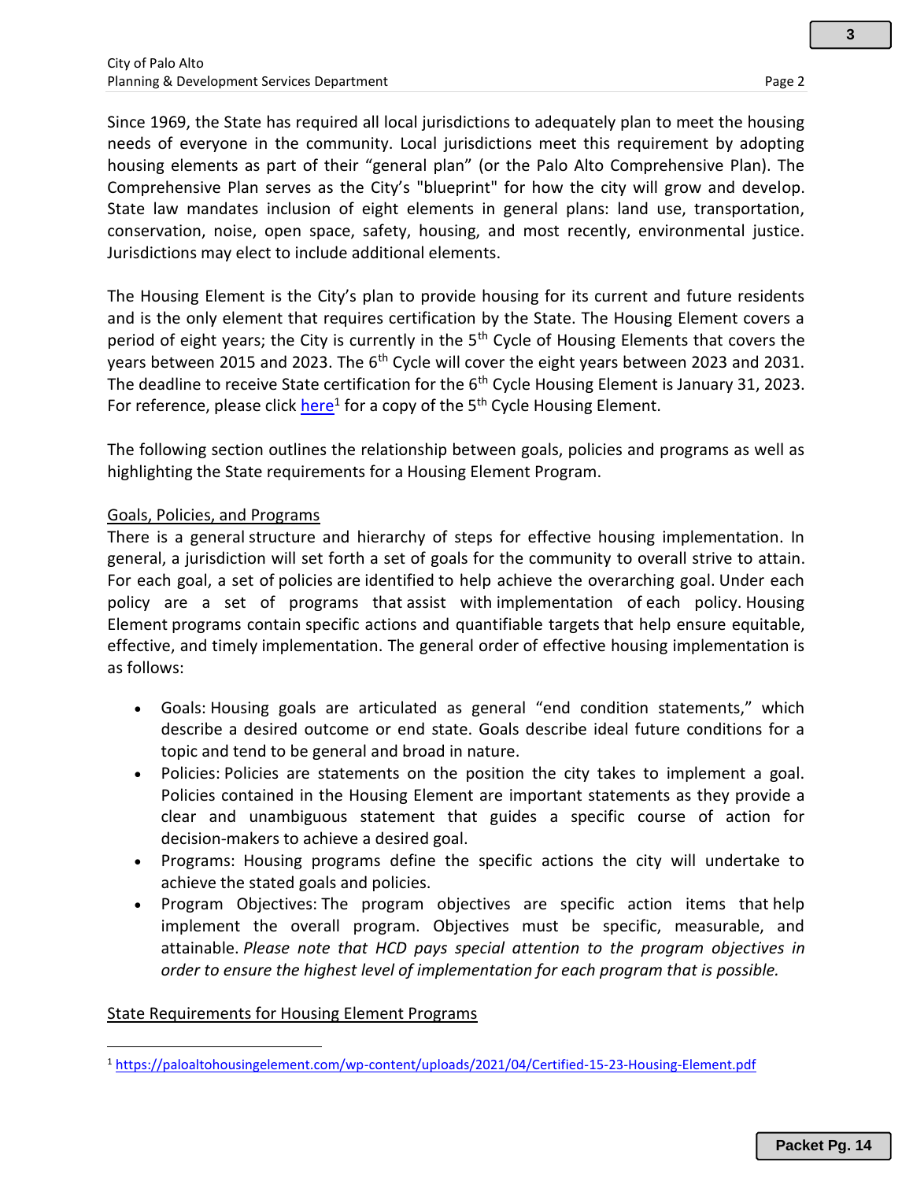Since 1969, the State has required all local jurisdictions to adequately plan to meet the housing needs of everyone in the community. Local jurisdictions meet this requirement by adopting housing elements as part of their "general plan" (or the Palo Alto Comprehensive Plan). The Comprehensive Plan serves as the City's "blueprint" for how the city will grow and develop. State law mandates inclusion of eight elements in general plans: land use, transportation, conservation, noise, open space, safety, housing, and most recently, environmental justice. Jurisdictions may elect to include additional elements.

The Housing Element is the City's plan to provide housing for its current and future residents and is the only element that requires certification by the State. The Housing Element covers a period of eight years; the City is currently in the 5th Cycle of Housing Elements that covers the years between 2015 and 2023. The 6th Cycle will cover the eight years between 2023 and 2031. The deadline to receive State certification for the 6th Cycle Housing Element is January 31, 2023. For reference, please click here[1] for a copy of the 5th Cycle Housing Element.

The following section outlines the relationship between goals, policies and programs as well as highlighting the State requirements for a Housing Element Program.

## Goals, Policies, and Programs

There is a general structure and hierarchy of steps for effective housing implementation. In general, a jurisdiction will set forth a set of goals for the community to overall strive to attain. For each goal, a set of policies are identified to help achieve the overarching goal. Under each policy are a set of programs that assist with implementation of each policy. Housing Element programs contain specific actions and quantifiable targets that help ensure equitable, effective, and timely implementation. The general order of effective housing implementation is as follows:

- Goals: Housing goals are articulated as general "end condition statements," which describe a desired outcome or end state. Goals describe ideal future conditions for a topic and tend to be general and broad in nature.
- Policies: Policies are statements on the position the city takes to implement a goal. Policies contained in the Housing Element are important statements as they provide a clear and unambiguous statement that guides a specific course of action for decision-makers to achieve a desired goal.
- Programs: Housing programs define the specific actions the city will undertake to achieve the stated goals and policies.
- Program Objectives: The program objectives are specific action items that help implement the overall program. Objectives must be specific, measurable, and attainable. *Please note that HCD pays special attention to the program objectives in order to ensure the highest level of implementation for each program that is possible.*

## State Requirements for Housing Element Programs

[1] https://paloaltohousingelement.com/wp-content/uploads/2021/04/Certified-15-23-Housing-Element.pdf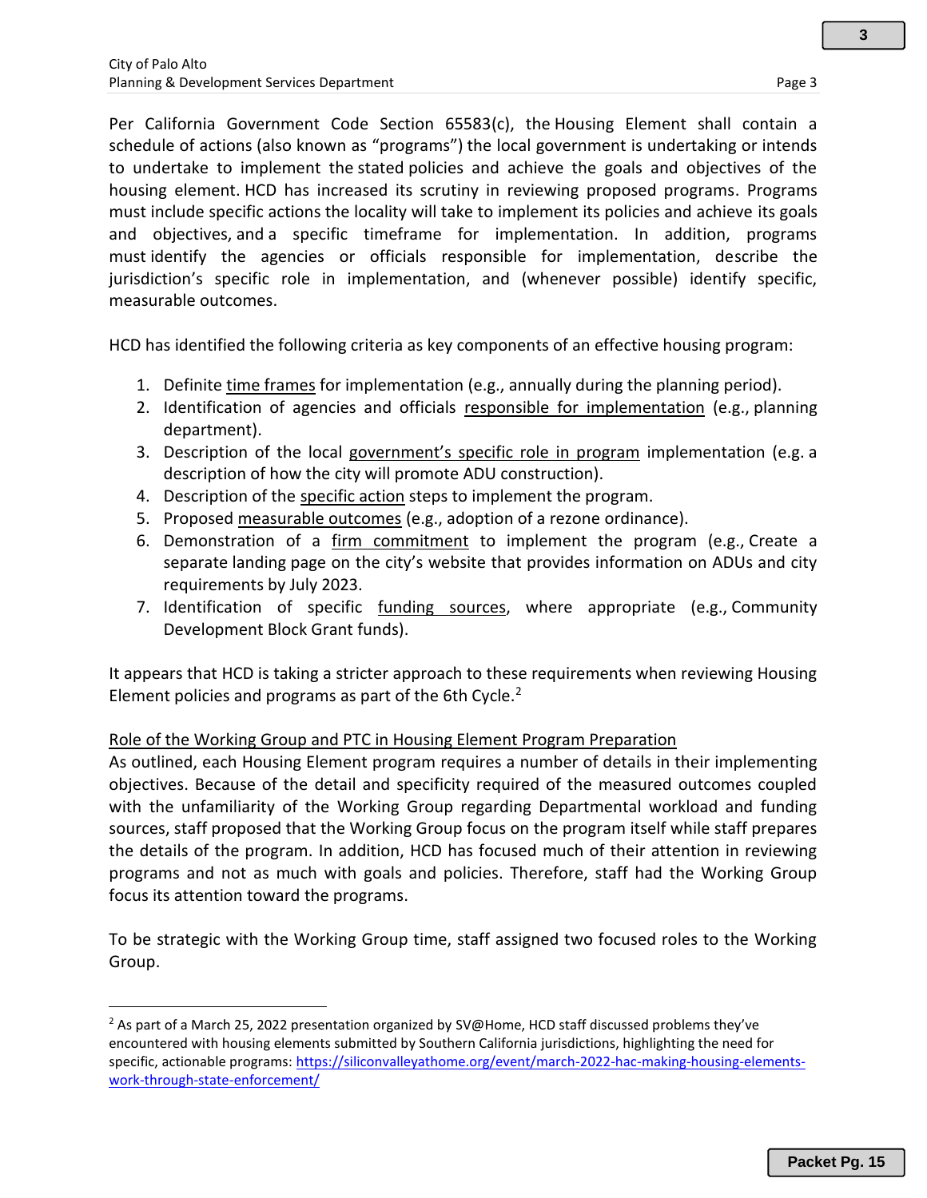Per California Government Code Section 65583(c), the Housing Element shall contain a schedule of actions (also known as "programs") the local government is undertaking or intends to undertake to implement the stated policies and achieve the goals and objectives of the housing element. HCD has increased its scrutiny in reviewing proposed programs. Programs must include specific actions the locality will take to implement its policies and achieve its goals and objectives, and a specific timeframe for implementation. In addition, programs must identify the agencies or officials responsible for implementation, describe the jurisdiction's specific role in implementation, and (whenever possible) identify specific, measurable outcomes.

HCD has identified the following criteria as key components of an effective housing program:

1. Definite <u>time frames</u> for implementation (e.g., annually during the planning period).
2. Identification of agencies and officials <u>responsible for implementation</u> (e.g., planning department).
3. Description of the local <u>government's specific role in program</u> implementation (e.g. a description of how the city will promote ADU construction).
4. Description of the <u>specific action</u> steps to implement the program.
5. Proposed <u>measurable outcomes</u> (e.g., adoption of a rezone ordinance).
6. Demonstration of a <u>firm commitment</u> to implement the program (e.g., Create a separate landing page on the city's website that provides information on ADUs and city requirements by July 2023.
7. Identification of specific <u>funding sources</u>, where appropriate (e.g., Community Development Block Grant funds).

It appears that HCD is taking a stricter approach to these requirements when reviewing Housing Element policies and programs as part of the 6th Cycle.[2]

<u>Role of the Working Group and PTC in Housing Element Program Preparation</u>

As outlined, each Housing Element program requires a number of details in their implementing objectives. Because of the detail and specificity required of the measured outcomes coupled with the unfamiliarity of the Working Group regarding Departmental workload and funding sources, staff proposed that the Working Group focus on the program itself while staff prepares the details of the program. In addition, HCD has focused much of their attention in reviewing programs and not as much with goals and policies. Therefore, staff had the Working Group focus its attention toward the programs.

To be strategic with the Working Group time, staff assigned two focused roles to the Working Group.

---

[2] As part of a March 25, 2022 presentation organized by SV@Home, HCD staff discussed problems they've encountered with housing elements submitted by Southern California jurisdictions, highlighting the need for specific, actionable programs: https://siliconvalleyathome.org/event/march-2022-hac-making-housing-elements-work-through-state-enforcement/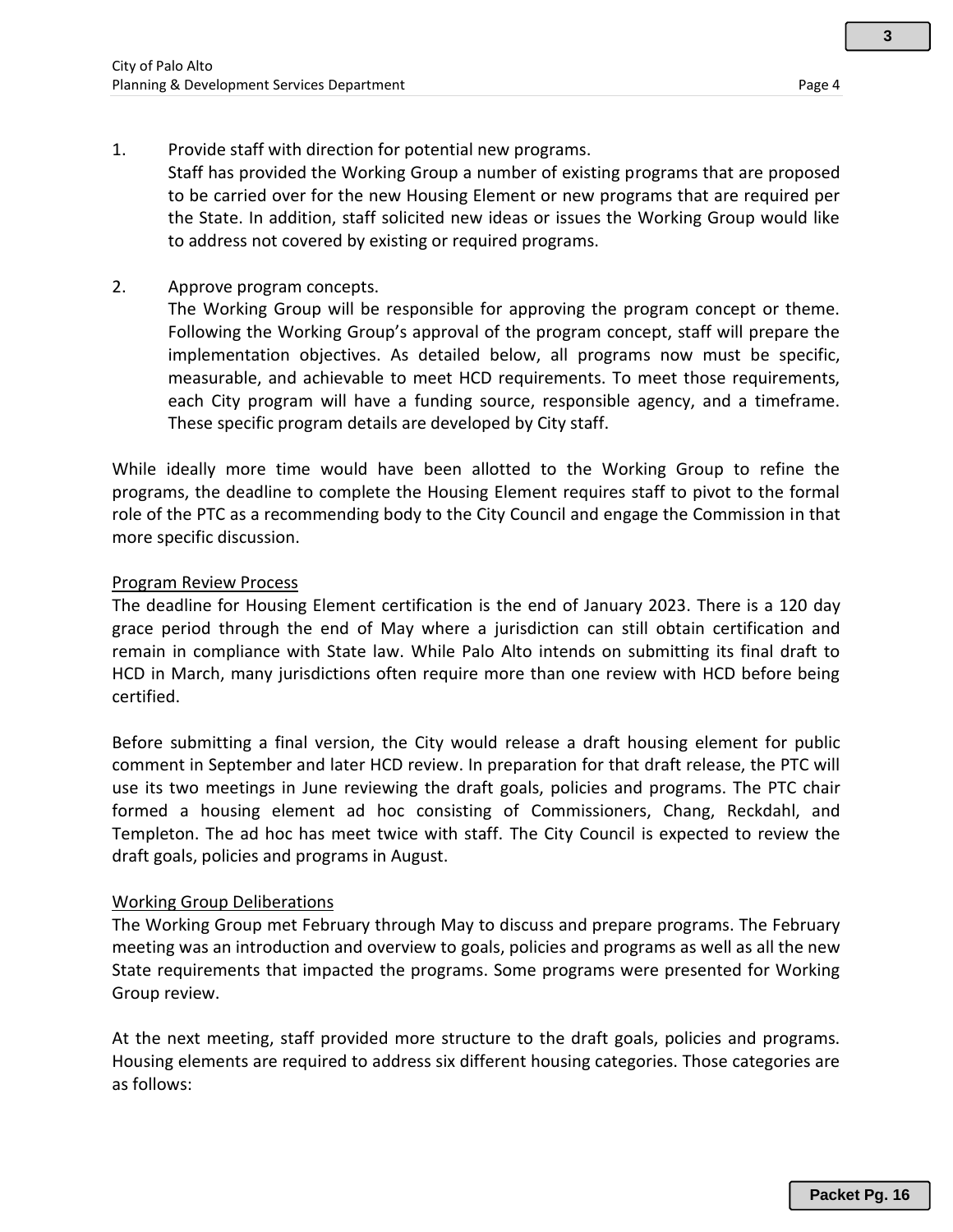1. Provide staff with direction for potential new programs.
   Staff has provided the Working Group a number of existing programs that are proposed to be carried over for the new Housing Element or new programs that are required per the State. In addition, staff solicited new ideas or issues the Working Group would like to address not covered by existing or required programs.

2. Approve program concepts.
   The Working Group will be responsible for approving the program concept or theme. Following the Working Group's approval of the program concept, staff will prepare the implementation objectives. As detailed below, all programs now must be specific, measurable, and achievable to meet HCD requirements. To meet those requirements, each City program will have a funding source, responsible agency, and a timeframe. These specific program details are developed by City staff.

While ideally more time would have been allotted to the Working Group to refine the programs, the deadline to complete the Housing Element requires staff to pivot to the formal role of the PTC as a recommending body to the City Council and engage the Commission in that more specific discussion.

<u>Program Review Process</u>

The deadline for Housing Element certification is the end of January 2023. There is a 120 day grace period through the end of May where a jurisdiction can still obtain certification and remain in compliance with State law. While Palo Alto intends on submitting its final draft to HCD in March, many jurisdictions often require more than one review with HCD before being certified.

Before submitting a final version, the City would release a draft housing element for public comment in September and later HCD review. In preparation for that draft release, the PTC will use its two meetings in June reviewing the draft goals, policies and programs. The PTC chair formed a housing element ad hoc consisting of Commissioners, Chang, Reckdahl, and Templeton. The ad hoc has meet twice with staff. The City Council is expected to review the draft goals, policies and programs in August.

<u>Working Group Deliberations</u>

The Working Group met February through May to discuss and prepare programs. The February meeting was an introduction and overview to goals, policies and programs as well as all the new State requirements that impacted the programs. Some programs were presented for Working Group review.

At the next meeting, staff provided more structure to the draft goals, policies and programs. Housing elements are required to address six different housing categories. Those categories are as follows: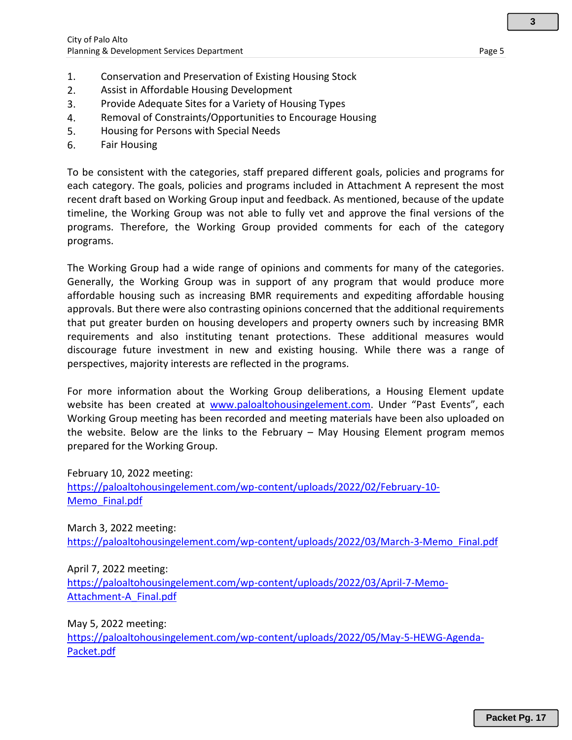1. Conservation and Preservation of Existing Housing Stock
2. Assist in Affordable Housing Development
3. Provide Adequate Sites for a Variety of Housing Types
4. Removal of Constraints/Opportunities to Encourage Housing
5. Housing for Persons with Special Needs
6. Fair Housing

To be consistent with the categories, staff prepared different goals, policies and programs for each category. The goals, policies and programs included in Attachment A represent the most recent draft based on Working Group input and feedback. As mentioned, because of the update timeline, the Working Group was not able to fully vet and approve the final versions of the programs. Therefore, the Working Group provided comments for each of the category programs.

The Working Group had a wide range of opinions and comments for many of the categories. Generally, the Working Group was in support of any program that would produce more affordable housing such as increasing BMR requirements and expediting affordable housing approvals. But there were also contrasting opinions concerned that the additional requirements that put greater burden on housing developers and property owners such by increasing BMR requirements and also instituting tenant protections. These additional measures would discourage future investment in new and existing housing. While there was a range of perspectives, majority interests are reflected in the programs.

For more information about the Working Group deliberations, a Housing Element update website has been created at [www.paloaltohousingelement.com](http://www.paloaltohousingelement.com). Under "Past Events", each Working Group meeting has been recorded and meeting materials have been also uploaded on the website. Below are the links to the February – May Housing Element program memos prepared for the Working Group.

February 10, 2022 meeting:
[https://paloaltohousingelement.com/wp-content/uploads/2022/02/February-10-Memo_Final.pdf](https://paloaltohousingelement.com/wp-content/uploads/2022/02/February-10-Memo_Final.pdf)

March 3, 2022 meeting:
[https://paloaltohousingelement.com/wp-content/uploads/2022/03/March-3-Memo_Final.pdf](https://paloaltohousingelement.com/wp-content/uploads/2022/03/March-3-Memo_Final.pdf)

April 7, 2022 meeting:
[https://paloaltohousingelement.com/wp-content/uploads/2022/03/April-7-Memo-Attachment-A_Final.pdf](https://paloaltohousingelement.com/wp-content/uploads/2022/03/April-7-Memo-Attachment-A_Final.pdf)

May 5, 2022 meeting:
[https://paloaltohousingelement.com/wp-content/uploads/2022/05/May-5-HEWG-Agenda-Packet.pdf](https://paloaltohousingelement.com/wp-content/uploads/2022/05/May-5-HEWG-Agenda-Packet.pdf)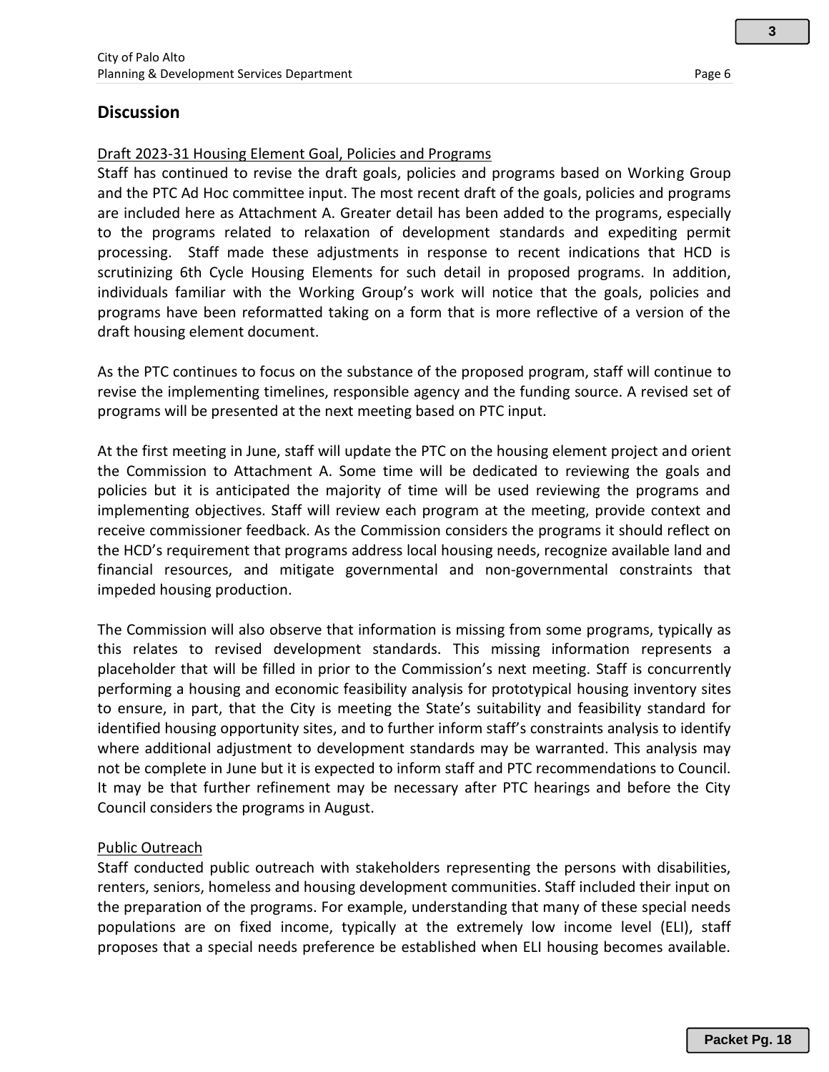## Discussion

Draft 2023-31 Housing Element Goal, Policies and Programs

Staff has continued to revise the draft goals, policies and programs based on Working Group and the PTC Ad Hoc committee input. The most recent draft of the goals, policies and programs are included here as Attachment A. Greater detail has been added to the programs, especially to the programs related to relaxation of development standards and expediting permit processing. Staff made these adjustments in response to recent indications that HCD is scrutinizing 6th Cycle Housing Elements for such detail in proposed programs. In addition, individuals familiar with the Working Group's work will notice that the goals, policies and programs have been reformatted taking on a form that is more reflective of a version of the draft housing element document.

As the PTC continues to focus on the substance of the proposed program, staff will continue to revise the implementing timelines, responsible agency and the funding source. A revised set of programs will be presented at the next meeting based on PTC input.

At the first meeting in June, staff will update the PTC on the housing element project and orient the Commission to Attachment A. Some time will be dedicated to reviewing the goals and policies but it is anticipated the majority of time will be used reviewing the programs and implementing objectives. Staff will review each program at the meeting, provide context and receive commissioner feedback. As the Commission considers the programs it should reflect on the HCD's requirement that programs address local housing needs, recognize available land and financial resources, and mitigate governmental and non-governmental constraints that impeded housing production.

The Commission will also observe that information is missing from some programs, typically as this relates to revised development standards. This missing information represents a placeholder that will be filled in prior to the Commission's next meeting. Staff is concurrently performing a housing and economic feasibility analysis for prototypical housing inventory sites to ensure, in part, that the City is meeting the State's suitability and feasibility standard for identified housing opportunity sites, and to further inform staff's constraints analysis to identify where additional adjustment to development standards may be warranted. This analysis may not be complete in June but it is expected to inform staff and PTC recommendations to Council. It may be that further refinement may be necessary after PTC hearings and before the City Council considers the programs in August.

Public Outreach

Staff conducted public outreach with stakeholders representing the persons with disabilities, renters, seniors, homeless and housing development communities. Staff included their input on the preparation of the programs. For example, understanding that many of these special needs populations are on fixed income, typically at the extremely low income level (ELI), staff proposes that a special needs preference be established when ELI housing becomes available.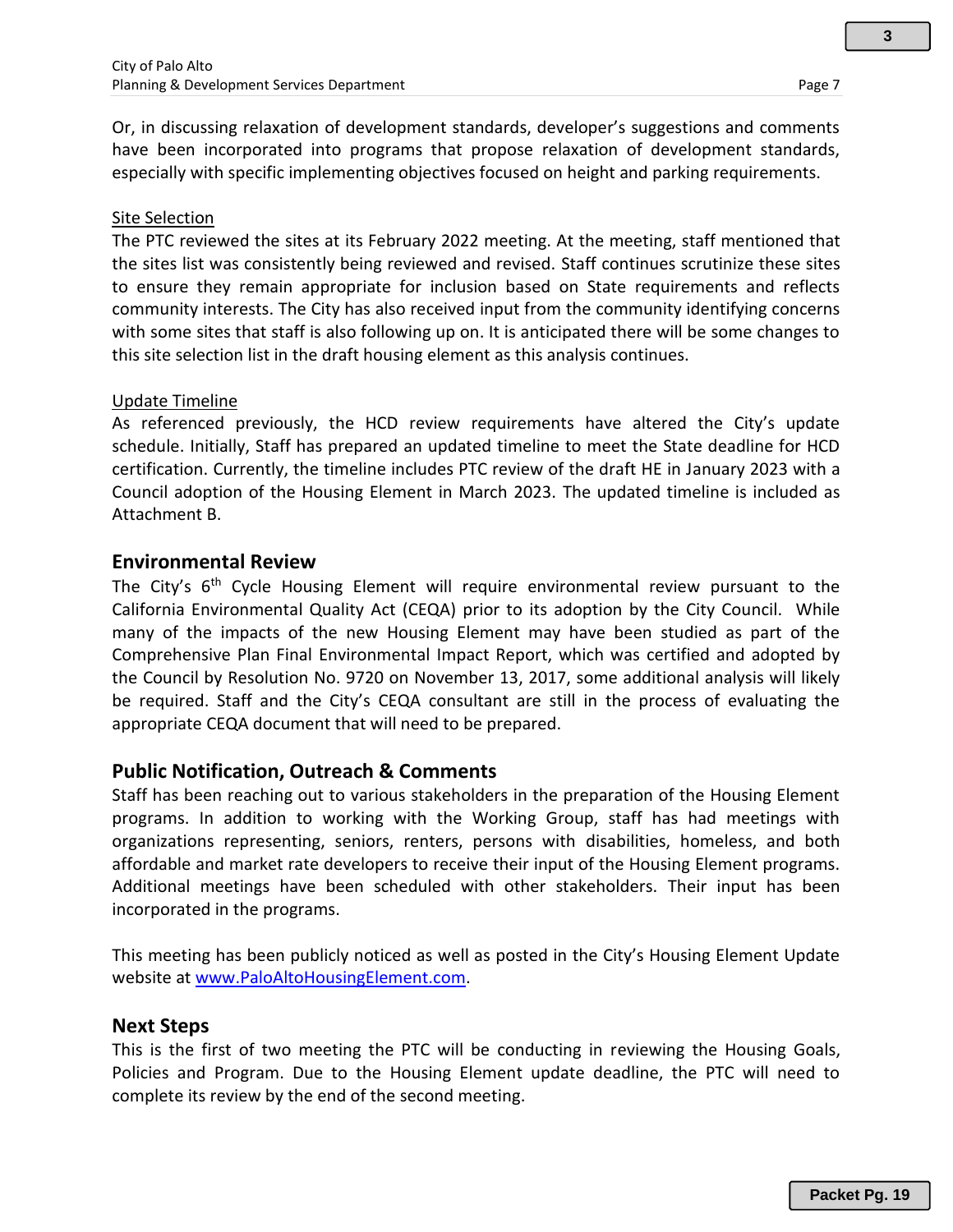Or, in discussing relaxation of development standards, developer's suggestions and comments have been incorporated into programs that propose relaxation of development standards, especially with specific implementing objectives focused on height and parking requirements.

Site Selection

The PTC reviewed the sites at its February 2022 meeting. At the meeting, staff mentioned that the sites list was consistently being reviewed and revised. Staff continues scrutinize these sites to ensure they remain appropriate for inclusion based on State requirements and reflects community interests. The City has also received input from the community identifying concerns with some sites that staff is also following up on. It is anticipated there will be some changes to this site selection list in the draft housing element as this analysis continues.

Update Timeline

As referenced previously, the HCD review requirements have altered the City's update schedule. Initially, Staff has prepared an updated timeline to meet the State deadline for HCD certification. Currently, the timeline includes PTC review of the draft HE in January 2023 with a Council adoption of the Housing Element in March 2023. The updated timeline is included as Attachment B.

## Environmental Review

The City's 6th Cycle Housing Element will require environmental review pursuant to the California Environmental Quality Act (CEQA) prior to its adoption by the City Council. While many of the impacts of the new Housing Element may have been studied as part of the Comprehensive Plan Final Environmental Impact Report, which was certified and adopted by the Council by Resolution No. 9720 on November 13, 2017, some additional analysis will likely be required. Staff and the City's CEQA consultant are still in the process of evaluating the appropriate CEQA document that will need to be prepared.

## Public Notification, Outreach & Comments

Staff has been reaching out to various stakeholders in the preparation of the Housing Element programs. In addition to working with the Working Group, staff has had meetings with organizations representing, seniors, renters, persons with disabilities, homeless, and both affordable and market rate developers to receive their input of the Housing Element programs. Additional meetings have been scheduled with other stakeholders. Their input has been incorporated in the programs.

This meeting has been publicly noticed as well as posted in the City's Housing Element Update website at [www.PaloAltoHousingElement.com](http://www.PaloAltoHousingElement.com).

## Next Steps

This is the first of two meeting the PTC will be conducting in reviewing the Housing Goals, Policies and Program. Due to the Housing Element update deadline, the PTC will need to complete its review by the end of the second meeting.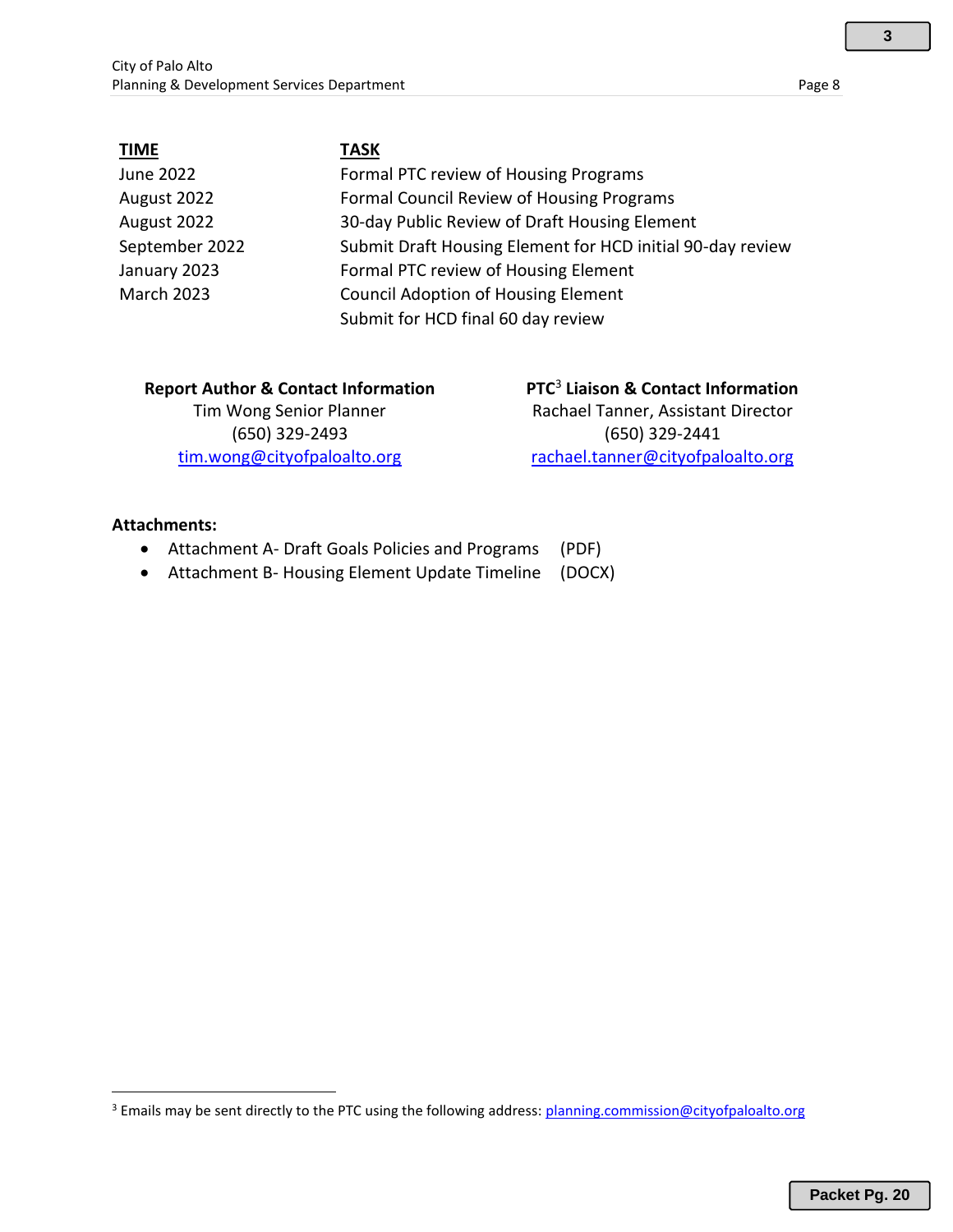| TIME | TASK |
|---|---|
| June 2022 | Formal PTC review of Housing Programs |
| August 2022 | Formal Council Review of Housing Programs |
| August 2022 | 30-day Public Review of Draft Housing Element |
| September 2022 | Submit Draft Housing Element for HCD initial 90-day review |
| January 2023 | Formal PTC review of Housing Element |
| March 2023 | Council Adoption of Housing Element |
| | Submit for HCD final 60 day review |

**Report Author & Contact Information**
Tim Wong Senior Planner
(650) 329-2493
tim.wong@cityofpaloalto.org

**PTC[3] Liaison & Contact Information**
Rachael Tanner, Assistant Director
(650) 329-2441
rachael.tanner@cityofpaloalto.org

**Attachments:**

- Attachment A- Draft Goals Policies and Programs (PDF)
- Attachment B- Housing Element Update Timeline (DOCX)

[3] Emails may be sent directly to the PTC using the following address: planning.commission@cityofpaloalto.org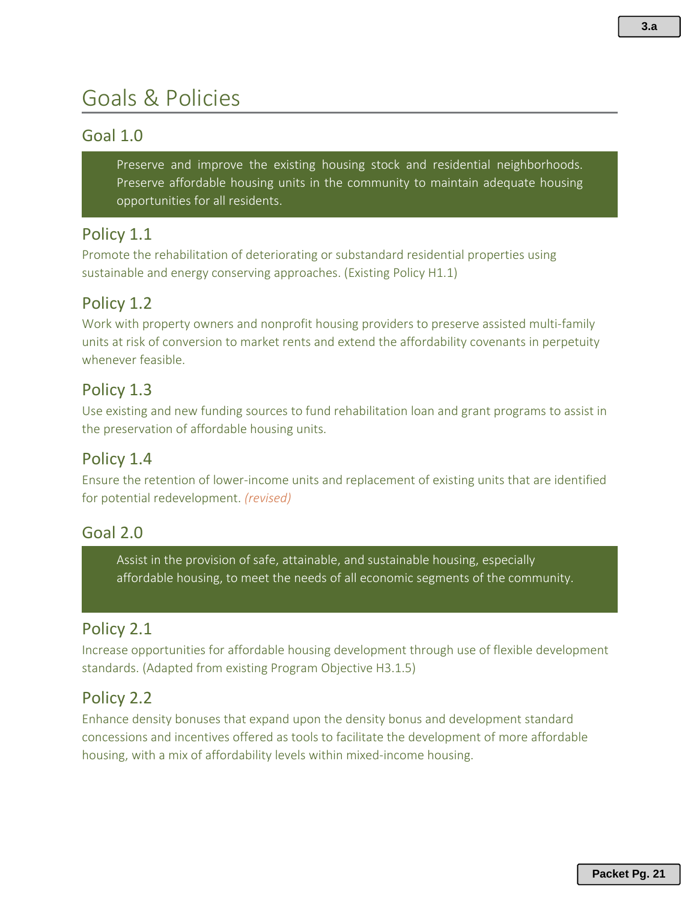# Goals & Policies

## Goal 1.0

Preserve and improve the existing housing stock and residential neighborhoods. Preserve affordable housing units in the community to maintain adequate housing opportunities for all residents.

### Policy 1.1

Promote the rehabilitation of deteriorating or substandard residential properties using sustainable and energy conserving approaches. (Existing Policy H1.1)

### Policy 1.2

Work with property owners and nonprofit housing providers to preserve assisted multi-family units at risk of conversion to market rents and extend the affordability covenants in perpetuity whenever feasible.

### Policy 1.3

Use existing and new funding sources to fund rehabilitation loan and grant programs to assist in the preservation of affordable housing units.

### Policy 1.4

Ensure the retention of lower-income units and replacement of existing units that are identified for potential redevelopment. *(revised)*

## Goal 2.0

Assist in the provision of safe, attainable, and sustainable housing, especially affordable housing, to meet the needs of all economic segments of the community.

### Policy 2.1

Increase opportunities for affordable housing development through use of flexible development standards. (Adapted from existing Program Objective H3.1.5)

### Policy 2.2

Enhance density bonuses that expand upon the density bonus and development standard concessions and incentives offered as tools to facilitate the development of more affordable housing, with a mix of affordability levels within mixed-income housing.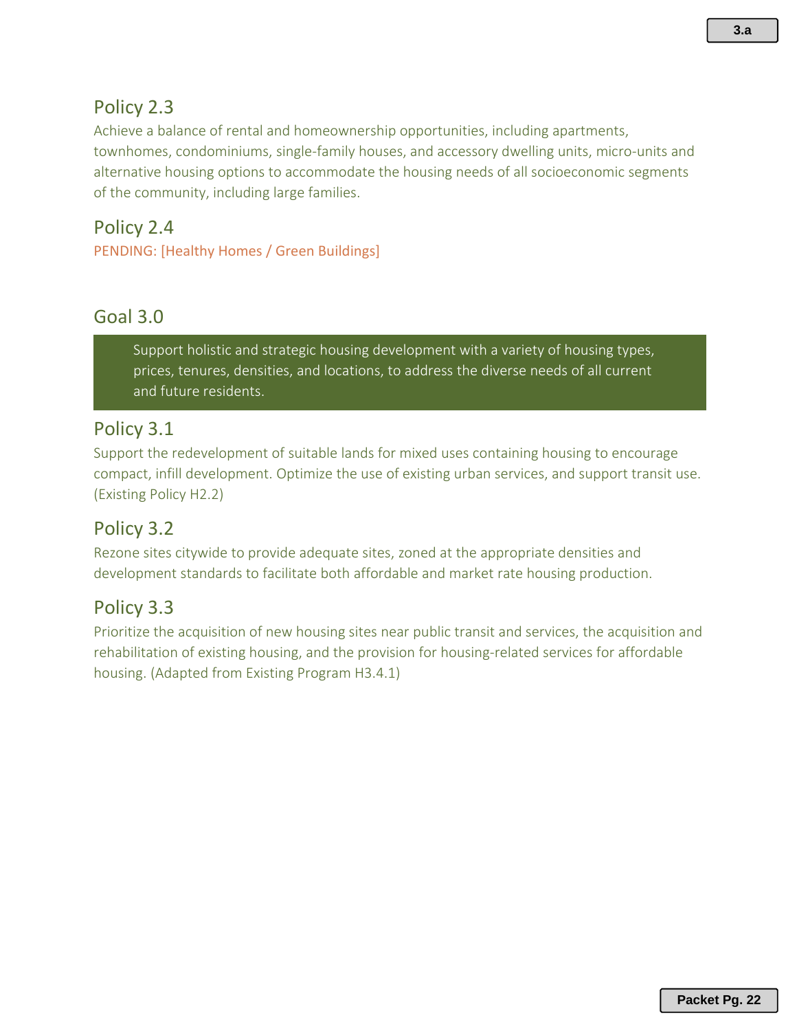## Policy 2.3

Achieve a balance of rental and homeownership opportunities, including apartments, townhomes, condominiums, single-family houses, and accessory dwelling units, micro-units and alternative housing options to accommodate the housing needs of all socioeconomic segments of the community, including large families.

## Policy 2.4

PENDING: [Healthy Homes / Green Buildings]

## Goal 3.0

> Support holistic and strategic housing development with a variety of housing types, prices, tenures, densities, and locations, to address the diverse needs of all current and future residents.

## Policy 3.1

Support the redevelopment of suitable lands for mixed uses containing housing to encourage compact, infill development. Optimize the use of existing urban services, and support transit use. (Existing Policy H2.2)

## Policy 3.2

Rezone sites citywide to provide adequate sites, zoned at the appropriate densities and development standards to facilitate both affordable and market rate housing production.

## Policy 3.3

Prioritize the acquisition of new housing sites near public transit and services, the acquisition and rehabilitation of existing housing, and the provision for housing-related services for affordable housing. (Adapted from Existing Program H3.4.1)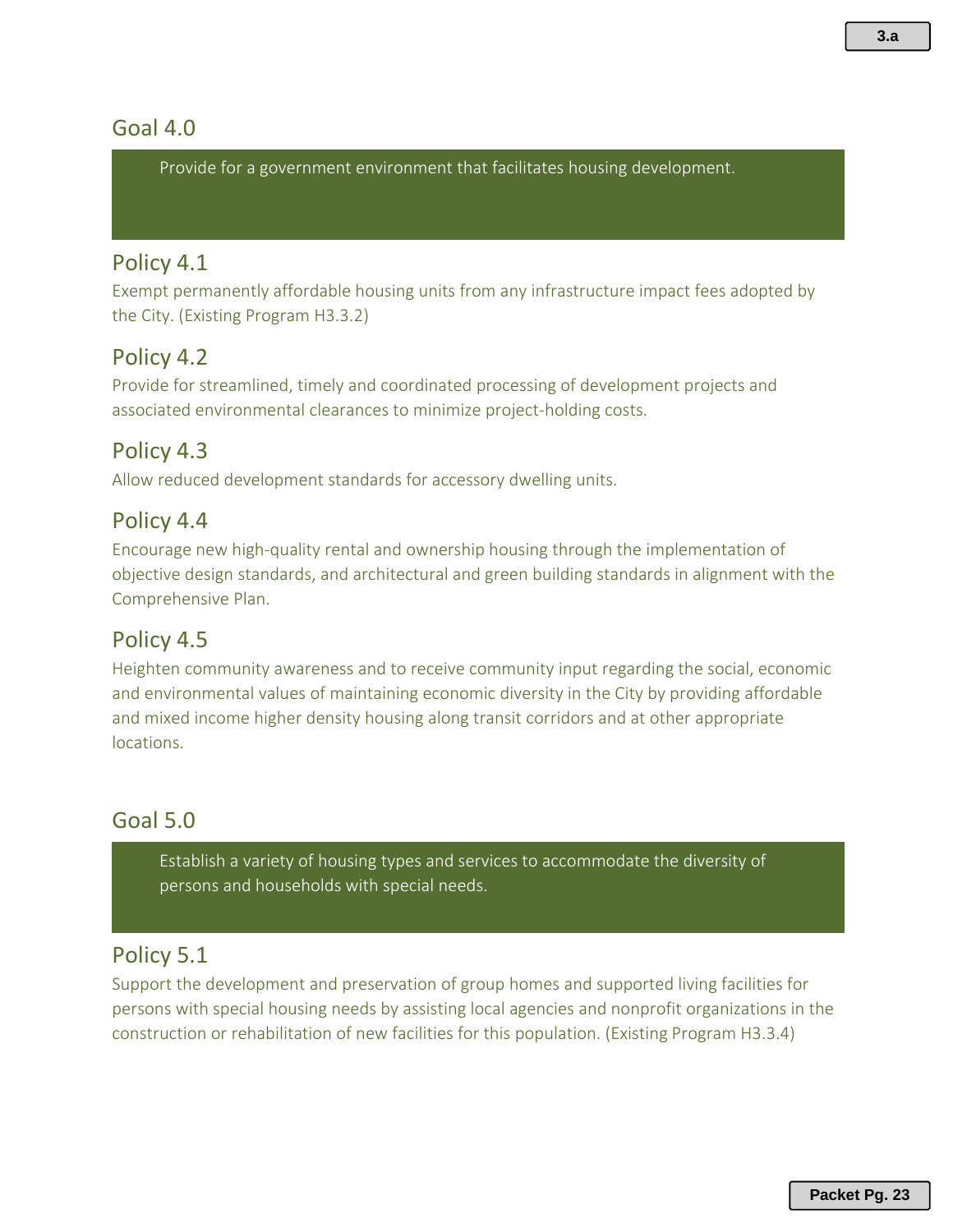## Goal 4.0

Provide for a government environment that facilitates housing development.

### Policy 4.1

Exempt permanently affordable housing units from any infrastructure impact fees adopted by the City. (Existing Program H3.3.2)

### Policy 4.2

Provide for streamlined, timely and coordinated processing of development projects and associated environmental clearances to minimize project-holding costs.

### Policy 4.3

Allow reduced development standards for accessory dwelling units.

### Policy 4.4

Encourage new high-quality rental and ownership housing through the implementation of objective design standards, and architectural and green building standards in alignment with the Comprehensive Plan.

### Policy 4.5

Heighten community awareness and to receive community input regarding the social, economic and environmental values of maintaining economic diversity in the City by providing affordable and mixed income higher density housing along transit corridors and at other appropriate locations.

## Goal 5.0

Establish a variety of housing types and services to accommodate the diversity of persons and households with special needs.

### Policy 5.1

Support the development and preservation of group homes and supported living facilities for persons with special housing needs by assisting local agencies and nonprofit organizations in the construction or rehabilitation of new facilities for this population. (Existing Program H3.3.4)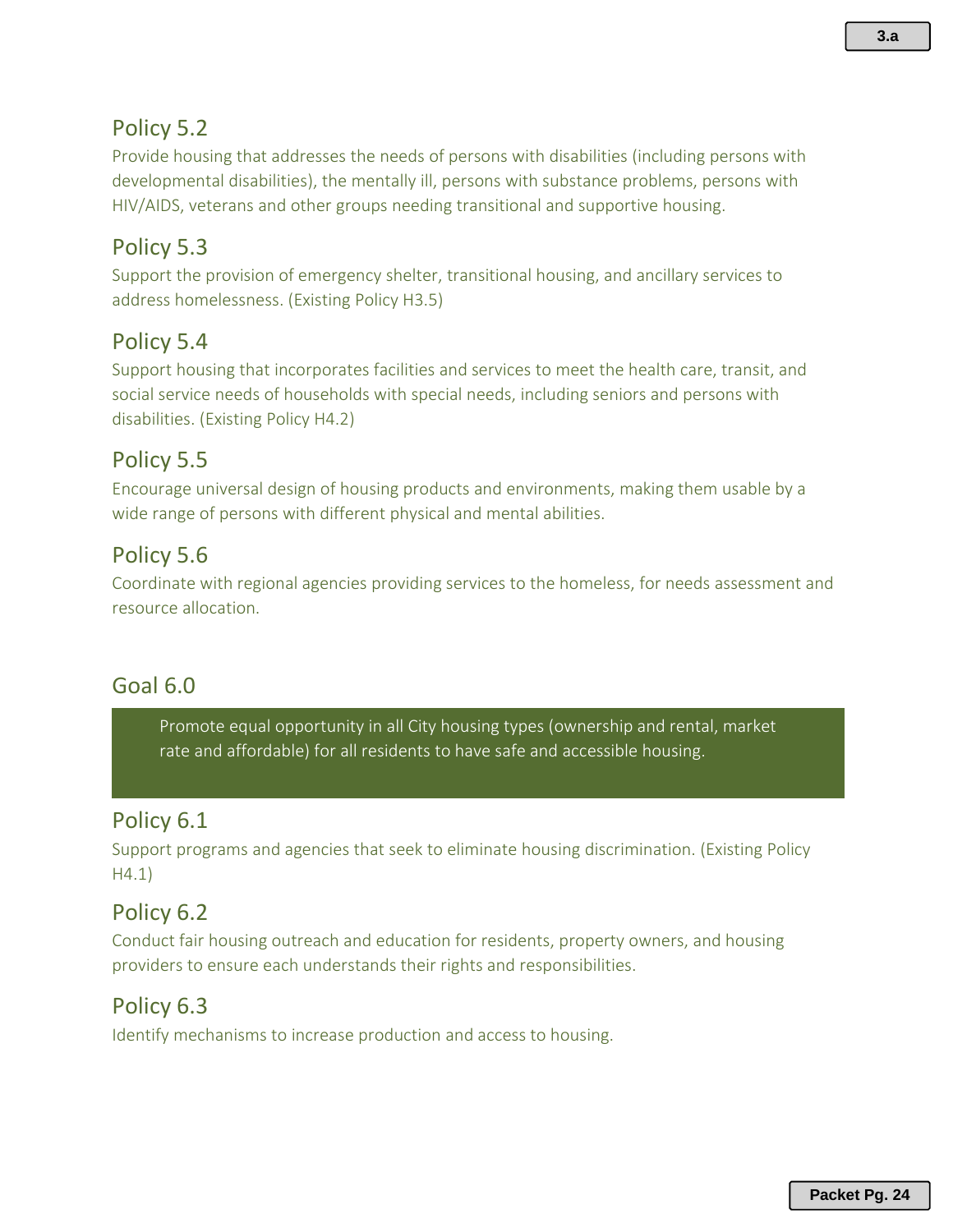## Policy 5.2

Provide housing that addresses the needs of persons with disabilities (including persons with developmental disabilities), the mentally ill, persons with substance problems, persons with HIV/AIDS, veterans and other groups needing transitional and supportive housing.

## Policy 5.3

Support the provision of emergency shelter, transitional housing, and ancillary services to address homelessness. (Existing Policy H3.5)

## Policy 5.4

Support housing that incorporates facilities and services to meet the health care, transit, and social service needs of households with special needs, including seniors and persons with disabilities. (Existing Policy H4.2)

## Policy 5.5

Encourage universal design of housing products and environments, making them usable by a wide range of persons with different physical and mental abilities.

## Policy 5.6

Coordinate with regional agencies providing services to the homeless, for needs assessment and resource allocation.

## Goal 6.0

Promote equal opportunity in all City housing types (ownership and rental, market rate and affordable) for all residents to have safe and accessible housing.

## Policy 6.1

Support programs and agencies that seek to eliminate housing discrimination. (Existing Policy H4.1)

## Policy 6.2

Conduct fair housing outreach and education for residents, property owners, and housing providers to ensure each understands their rights and responsibilities.

## Policy 6.3

Identify mechanisms to increase production and access to housing.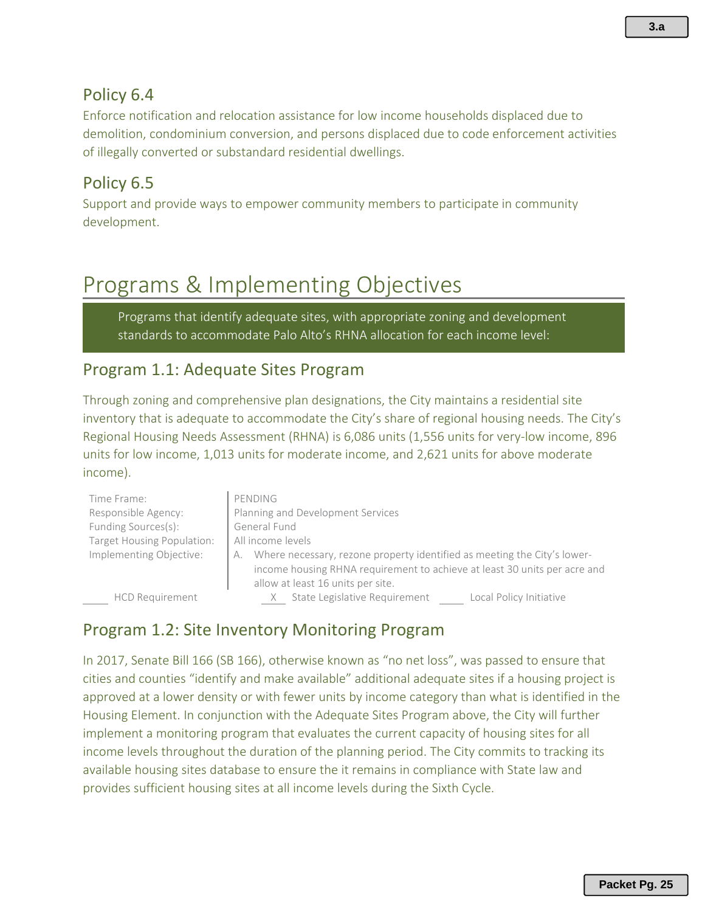## Policy 6.4

Enforce notification and relocation assistance for low income households displaced due to demolition, condominium conversion, and persons displaced due to code enforcement activities of illegally converted or substandard residential dwellings.

## Policy 6.5

Support and provide ways to empower community members to participate in community development.

# Programs & Implementing Objectives

**Programs that identify adequate sites, with appropriate zoning and development standards to accommodate Palo Alto's RHNA allocation for each income level:**

## Program 1.1: Adequate Sites Program

Through zoning and comprehensive plan designations, the City maintains a residential site inventory that is adequate to accommodate the City's share of regional housing needs. The City's Regional Housing Needs Assessment (RHNA) is 6,086 units (1,556 units for very-low income, 896 units for low income, 1,013 units for moderate income, and 2,621 units for above moderate income).

| | |
|---|---|
| Time Frame: | PENDING |
| Responsible Agency: | Planning and Development Services |
| Funding Sources(s): | General Fund |
| Target Housing Population: | All income levels |
| Implementing Objective: | A. Where necessary, rezone property identified as meeting the City's lower-income housing RHNA requirement to achieve at least 30 units per acre and allow at least 16 units per site. |

\_\_\_\_ HCD Requirement &nbsp;&nbsp;&nbsp; \_\_X\_\_ State Legislative Requirement &nbsp;&nbsp;&nbsp; \_\_\_\_ Local Policy Initiative

## Program 1.2: Site Inventory Monitoring Program

In 2017, Senate Bill 166 (SB 166), otherwise known as "no net loss", was passed to ensure that cities and counties "identify and make available" additional adequate sites if a housing project is approved at a lower density or with fewer units by income category than what is identified in the Housing Element. In conjunction with the Adequate Sites Program above, the City will further implement a monitoring program that evaluates the current capacity of housing sites for all income levels throughout the duration of the planning period. The City commits to tracking its available housing sites database to ensure the it remains in compliance with State law and provides sufficient housing sites at all income levels during the Sixth Cycle.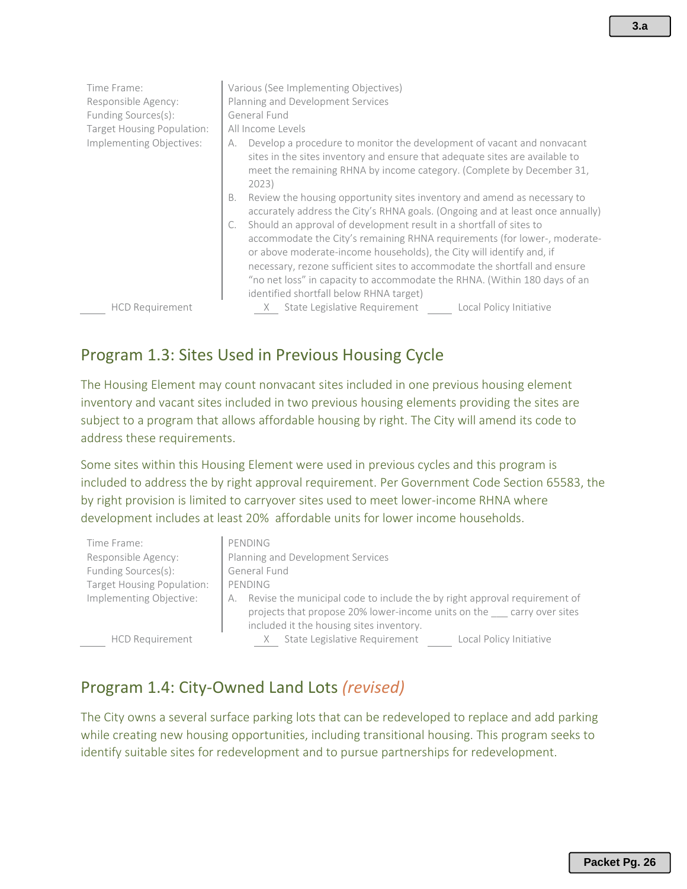| | |
|---|---|
| Time Frame: | Various (See Implementing Objectives) |
| Responsible Agency: | Planning and Development Services |
| Funding Sources(s): | General Fund |
| Target Housing Population: | All Income Levels |
| Implementing Objectives: | A. Develop a procedure to monitor the development of vacant and nonvacant sites in the sites inventory and ensure that adequate sites are available to meet the remaining RHNA by income category. (Complete by December 31, 2023)<br>B. Review the housing opportunity sites inventory and amend as necessary to accurately address the City's RHNA goals. (Ongoing and at least once annually)<br>C. Should an approval of development result in a shortfall of sites to accommodate the City's remaining RHNA requirements (for lower-, moderate- or above moderate-income households), the City will identify and, if necessary, rezone sufficient sites to accommodate the shortfall and ensure "no net loss" in capacity to accommodate the RHNA. (Within 180 days of an identified shortfall below RHNA target) |

_____ HCD Requirement &nbsp;&nbsp;&nbsp; __X__ State Legislative Requirement &nbsp;&nbsp;&nbsp; _____ Local Policy Initiative

## Program 1.3: Sites Used in Previous Housing Cycle

The Housing Element may count nonvacant sites included in one previous housing element inventory and vacant sites included in two previous housing elements providing the sites are subject to a program that allows affordable housing by right. The City will amend its code to address these requirements.

Some sites within this Housing Element were used in previous cycles and this program is included to address the by right approval requirement. Per Government Code Section 65583, the by right provision is limited to carryover sites used to meet lower-income RHNA where development includes at least 20% affordable units for lower income households.

| | |
|---|---|
| Time Frame: | PENDING |
| Responsible Agency: | Planning and Development Services |
| Funding Sources(s): | General Fund |
| Target Housing Population: | PENDING |
| Implementing Objective: | A. Revise the municipal code to include the by right approval requirement of projects that propose 20% lower-income units on the ___ carry over sites included it the housing sites inventory. |

_____ HCD Requirement &nbsp;&nbsp;&nbsp; __X__ State Legislative Requirement &nbsp;&nbsp;&nbsp; _____ Local Policy Initiative

## Program 1.4: City-Owned Land Lots *(revised)*

The City owns a several surface parking lots that can be redeveloped to replace and add parking while creating new housing opportunities, including transitional housing. This program seeks to identify suitable sites for redevelopment and to pursue partnerships for redevelopment.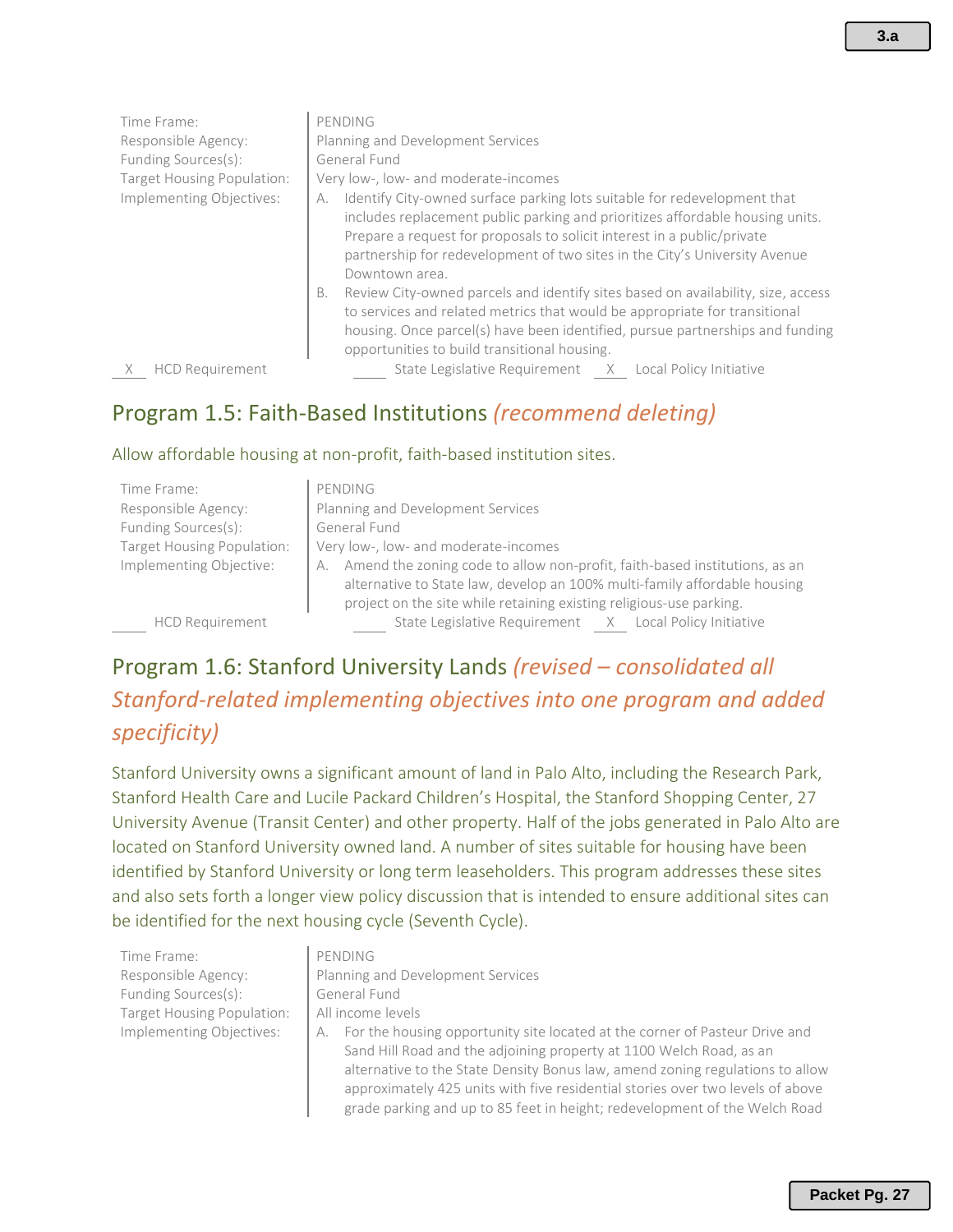Time Frame: PENDING
Responsible Agency: Planning and Development Services
Funding Sources(s): General Fund
Target Housing Population: Very low-, low- and moderate-incomes
Implementing Objectives:

A. Identify City-owned surface parking lots suitable for redevelopment that includes replacement public parking and prioritizes affordable housing units. Prepare a request for proposals to solicit interest in a public/private partnership for redevelopment of two sites in the City's University Avenue Downtown area.

B. Review City-owned parcels and identify sites based on availability, size, access to services and related metrics that would be appropriate for transitional housing. Once parcel(s) have been identified, pursue partnerships and funding opportunities to build transitional housing.

\_X\_ HCD Requirement \_\_\_\_ State Legislative Requirement \_X\_ Local Policy Initiative

## Program 1.5: Faith-Based Institutions *(recommend deleting)*

Allow affordable housing at non-profit, faith-based institution sites.

Time Frame: PENDING
Responsible Agency: Planning and Development Services
Funding Sources(s): General Fund
Target Housing Population: Very low-, low- and moderate-incomes
Implementing Objective:

A. Amend the zoning code to allow non-profit, faith-based institutions, as an alternative to State law, develop an 100% multi-family affordable housing project on the site while retaining existing religious-use parking.

\_\_\_\_ HCD Requirement \_\_\_\_ State Legislative Requirement \_X\_ Local Policy Initiative

## Program 1.6: Stanford University Lands *(revised – consolidated all Stanford-related implementing objectives into one program and added specificity)*

Stanford University owns a significant amount of land in Palo Alto, including the Research Park, Stanford Health Care and Lucile Packard Children's Hospital, the Stanford Shopping Center, 27 University Avenue (Transit Center) and other property. Half of the jobs generated in Palo Alto are located on Stanford University owned land. A number of sites suitable for housing have been identified by Stanford University or long term leaseholders. This program addresses these sites and also sets forth a longer view policy discussion that is intended to ensure additional sites can be identified for the next housing cycle (Seventh Cycle).

Time Frame: PENDING
Responsible Agency: Planning and Development Services
Funding Sources(s): General Fund
Target Housing Population: All income levels
Implementing Objectives:

A. For the housing opportunity site located at the corner of Pasteur Drive and Sand Hill Road and the adjoining property at 1100 Welch Road, as an alternative to the State Density Bonus law, amend zoning regulations to allow approximately 425 units with five residential stories over two levels of above grade parking and up to 85 feet in height; redevelopment of the Welch Road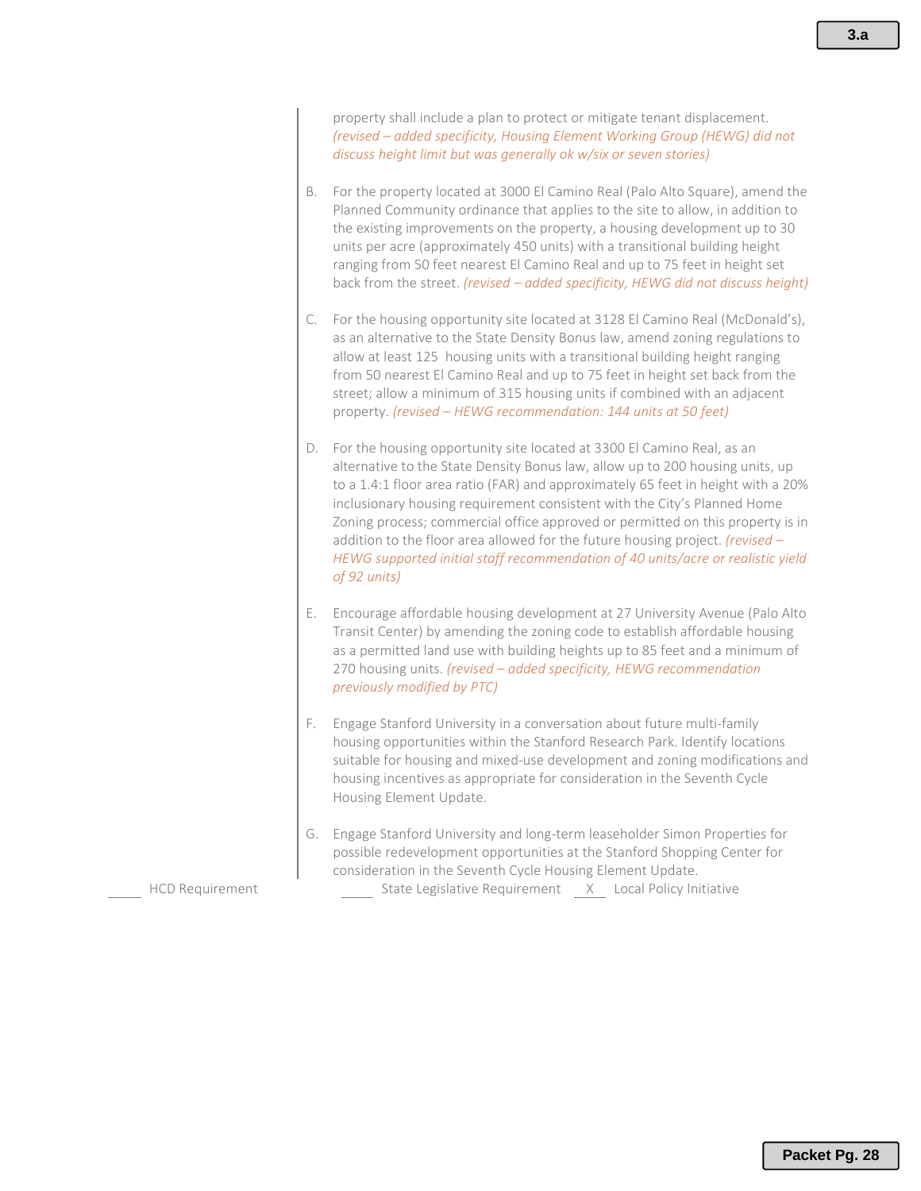property shall include a plan to protect or mitigate tenant displacement. *(revised – added specificity, Housing Element Working Group (HEWG) did not discuss height limit but was generally ok w/six or seven stories)*

B. For the property located at 3000 El Camino Real (Palo Alto Square), amend the Planned Community ordinance that applies to the site to allow, in addition to the existing improvements on the property, a housing development up to 30 units per acre (approximately 450 units) with a transitional building height ranging from 50 feet nearest El Camino Real and up to 75 feet in height set back from the street. *(revised – added specificity, HEWG did not discuss height)*

C. For the housing opportunity site located at 3128 El Camino Real (McDonald's), as an alternative to the State Density Bonus law, amend zoning regulations to allow at least 125 housing units with a transitional building height ranging from 50 nearest El Camino Real and up to 75 feet in height set back from the street; allow a minimum of 315 housing units if combined with an adjacent property. *(revised – HEWG recommendation: 144 units at 50 feet)*

D. For the housing opportunity site located at 3300 El Camino Real, as an alternative to the State Density Bonus law, allow up to 200 housing units, up to a 1.4:1 floor area ratio (FAR) and approximately 65 feet in height with a 20% inclusionary housing requirement consistent with the City's Planned Home Zoning process; commercial office approved or permitted on this property is in addition to the floor area allowed for the future housing project. *(revised – HEWG supported initial staff recommendation of 40 units/acre or realistic yield of 92 units)*

E. Encourage affordable housing development at 27 University Avenue (Palo Alto Transit Center) by amending the zoning code to establish affordable housing as a permitted land use with building heights up to 85 feet and a minimum of 270 housing units. *(revised – added specificity, HEWG recommendation previously modified by PTC)*

F. Engage Stanford University in a conversation about future multi-family housing opportunities within the Stanford Research Park. Identify locations suitable for housing and mixed-use development and zoning modifications and housing incentives as appropriate for consideration in the Seventh Cycle Housing Element Update.

G. Engage Stanford University and long-term leaseholder Simon Properties for possible redevelopment opportunities at the Stanford Shopping Center for consideration in the Seventh Cycle Housing Element Update.

_____ HCD Requirement _____ State Legislative Requirement __X__ Local Policy Initiative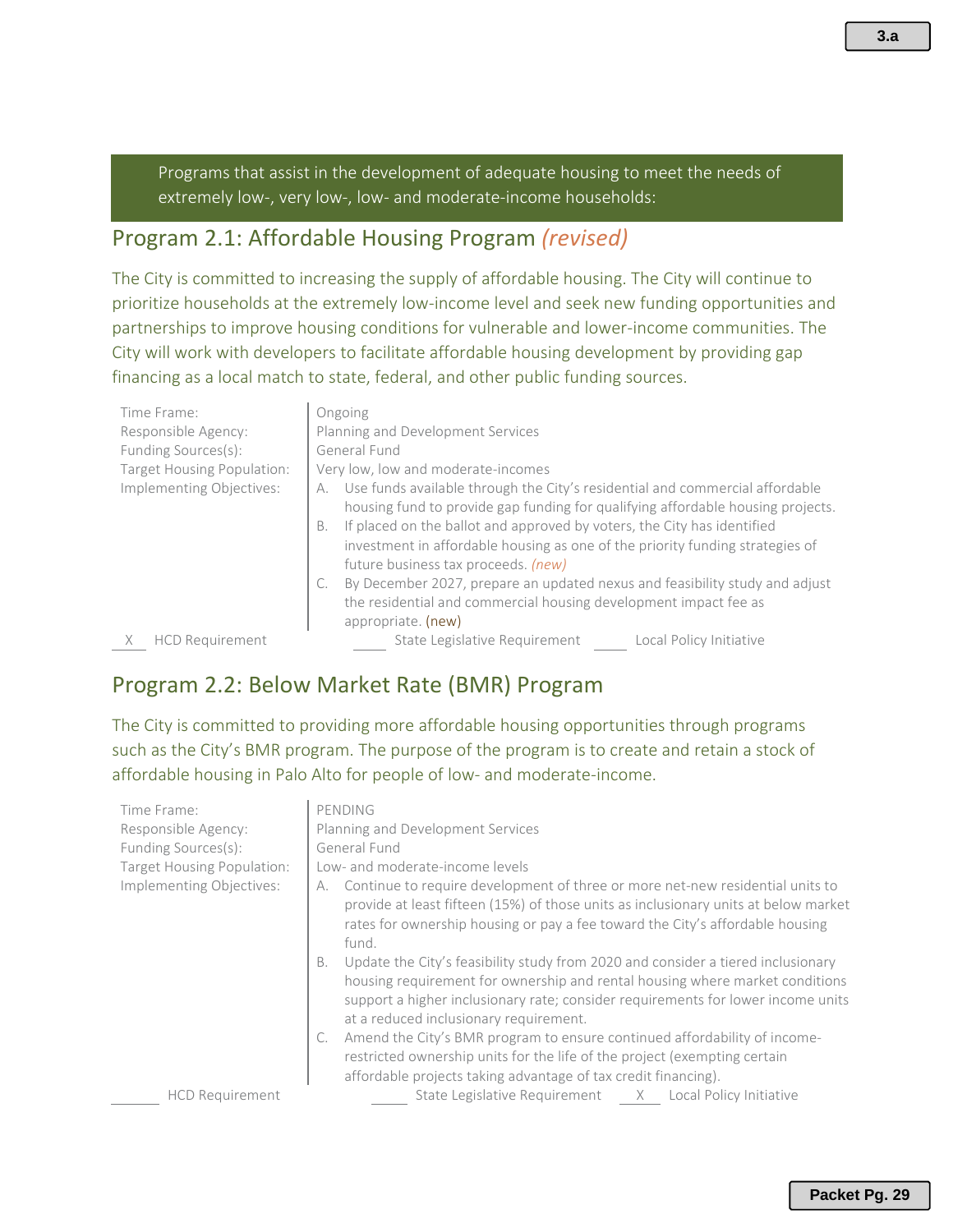Programs that assist in the development of adequate housing to meet the needs of extremely low-, very low-, low- and moderate-income households:

## Program 2.1: Affordable Housing Program *(revised)*

The City is committed to increasing the supply of affordable housing. The City will continue to prioritize households at the extremely low-income level and seek new funding opportunities and partnerships to improve housing conditions for vulnerable and lower-income communities. The City will work with developers to facilitate affordable housing development by providing gap financing as a local match to state, federal, and other public funding sources.

| | |
|---|---|
| Time Frame: | Ongoing |
| Responsible Agency: | Planning and Development Services |
| Funding Sources(s): | General Fund |
| Target Housing Population: | Very low, low and moderate-incomes |
| Implementing Objectives: | A. Use funds available through the City's residential and commercial affordable housing fund to provide gap funding for qualifying affordable housing projects.<br>B. If placed on the ballot and approved by voters, the City has identified investment in affordable housing as one of the priority funding strategies of future business tax proceeds. *(new)*<br>C. By December 2027, prepare an updated nexus and feasibility study and adjust the residential and commercial housing development impact fee as appropriate. (new) |

\_X\_ HCD Requirement &nbsp;&nbsp; \_\_\_ State Legislative Requirement &nbsp;&nbsp; \_\_\_ Local Policy Initiative

## Program 2.2: Below Market Rate (BMR) Program

The City is committed to providing more affordable housing opportunities through programs such as the City's BMR program. The purpose of the program is to create and retain a stock of affordable housing in Palo Alto for people of low- and moderate-income.

| | |
|---|---|
| Time Frame: | PENDING |
| Responsible Agency: | Planning and Development Services |
| Funding Sources(s): | General Fund |
| Target Housing Population: | Low- and moderate-income levels |
| Implementing Objectives: | A. Continue to require development of three or more net-new residential units to provide at least fifteen (15%) of those units as inclusionary units at below market rates for ownership housing or pay a fee toward the City's affordable housing fund.<br>B. Update the City's feasibility study from 2020 and consider a tiered inclusionary housing requirement for ownership and rental housing where market conditions support a higher inclusionary rate; consider requirements for lower income units at a reduced inclusionary requirement.<br>C. Amend the City's BMR program to ensure continued affordability of income-restricted ownership units for the life of the project (exempting certain affordable projects taking advantage of tax credit financing). |

\_\_\_ HCD Requirement &nbsp;&nbsp; \_\_\_ State Legislative Requirement &nbsp;&nbsp; \_X\_ Local Policy Initiative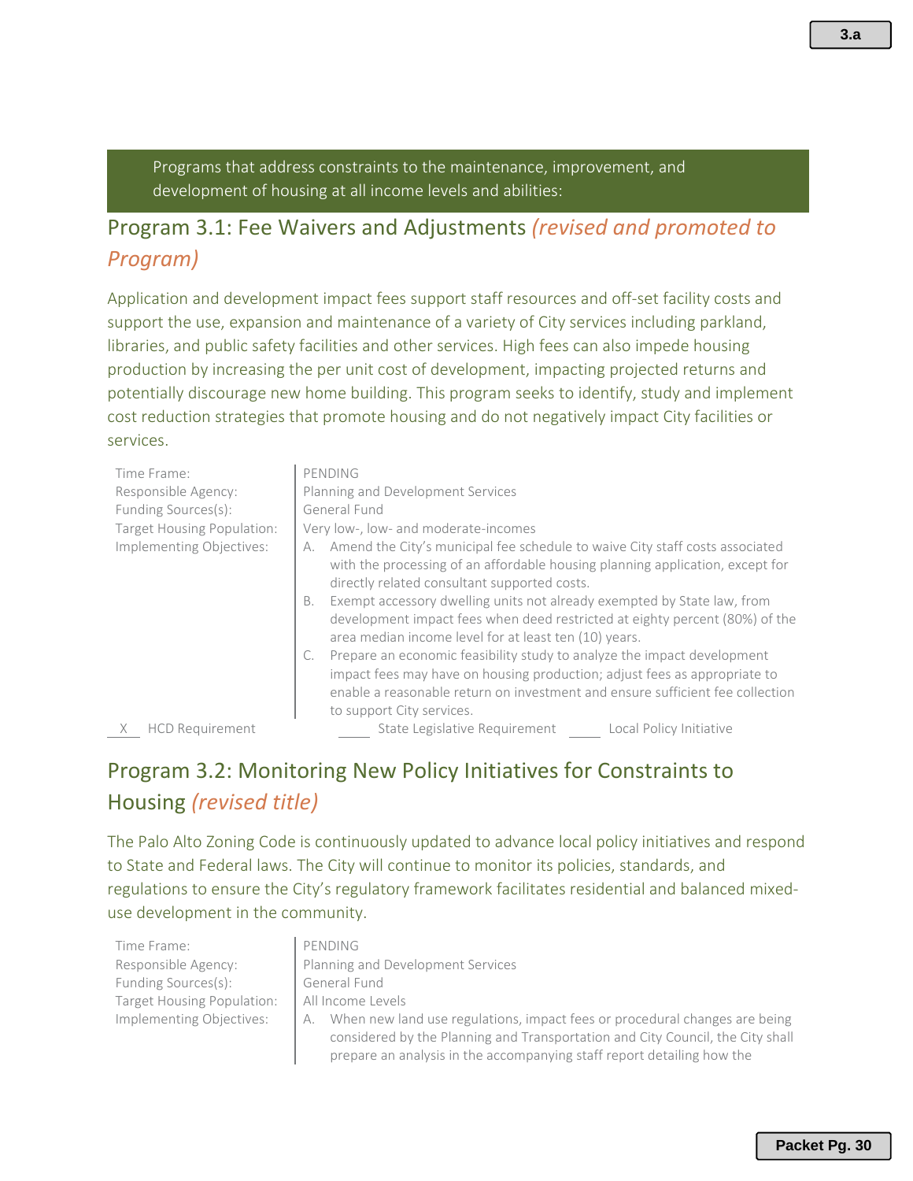Programs that address constraints to the maintenance, improvement, and development of housing at all income levels and abilities:

## Program 3.1: Fee Waivers and Adjustments *(revised and promoted to Program)*

Application and development impact fees support staff resources and off-set facility costs and support the use, expansion and maintenance of a variety of City services including parkland, libraries, and public safety facilities and other services. High fees can also impede housing production by increasing the per unit cost of development, impacting projected returns and potentially discourage new home building. This program seeks to identify, study and implement cost reduction strategies that promote housing and do not negatively impact City facilities or services.

| | |
|---|---|
| Time Frame: | PENDING |
| Responsible Agency: | Planning and Development Services |
| Funding Sources(s): | General Fund |
| Target Housing Population: | Very low-, low- and moderate-incomes |
| Implementing Objectives: | A. Amend the City's municipal fee schedule to waive City staff costs associated with the processing of an affordable housing planning application, except for directly related consultant supported costs.<br>B. Exempt accessory dwelling units not already exempted by State law, from development impact fees when deed restricted at eighty percent (80%) of the area median income level for at least ten (10) years.<br>C. Prepare an economic feasibility study to analyze the impact development impact fees may have on housing production; adjust fees as appropriate to enable a reasonable return on investment and ensure sufficient fee collection to support City services. |

\_X\_ HCD Requirement     \_\_\_\_ State Legislative Requirement     \_\_\_\_ Local Policy Initiative

## Program 3.2: Monitoring New Policy Initiatives for Constraints to Housing *(revised title)*

The Palo Alto Zoning Code is continuously updated to advance local policy initiatives and respond to State and Federal laws. The City will continue to monitor its policies, standards, and regulations to ensure the City's regulatory framework facilitates residential and balanced mixed-use development in the community.

| | |
|---|---|
| Time Frame: | PENDING |
| Responsible Agency: | Planning and Development Services |
| Funding Sources(s): | General Fund |
| Target Housing Population: | All Income Levels |
| Implementing Objectives: | A. When new land use regulations, impact fees or procedural changes are being considered by the Planning and Transportation and City Council, the City shall prepare an analysis in the accompanying staff report detailing how the |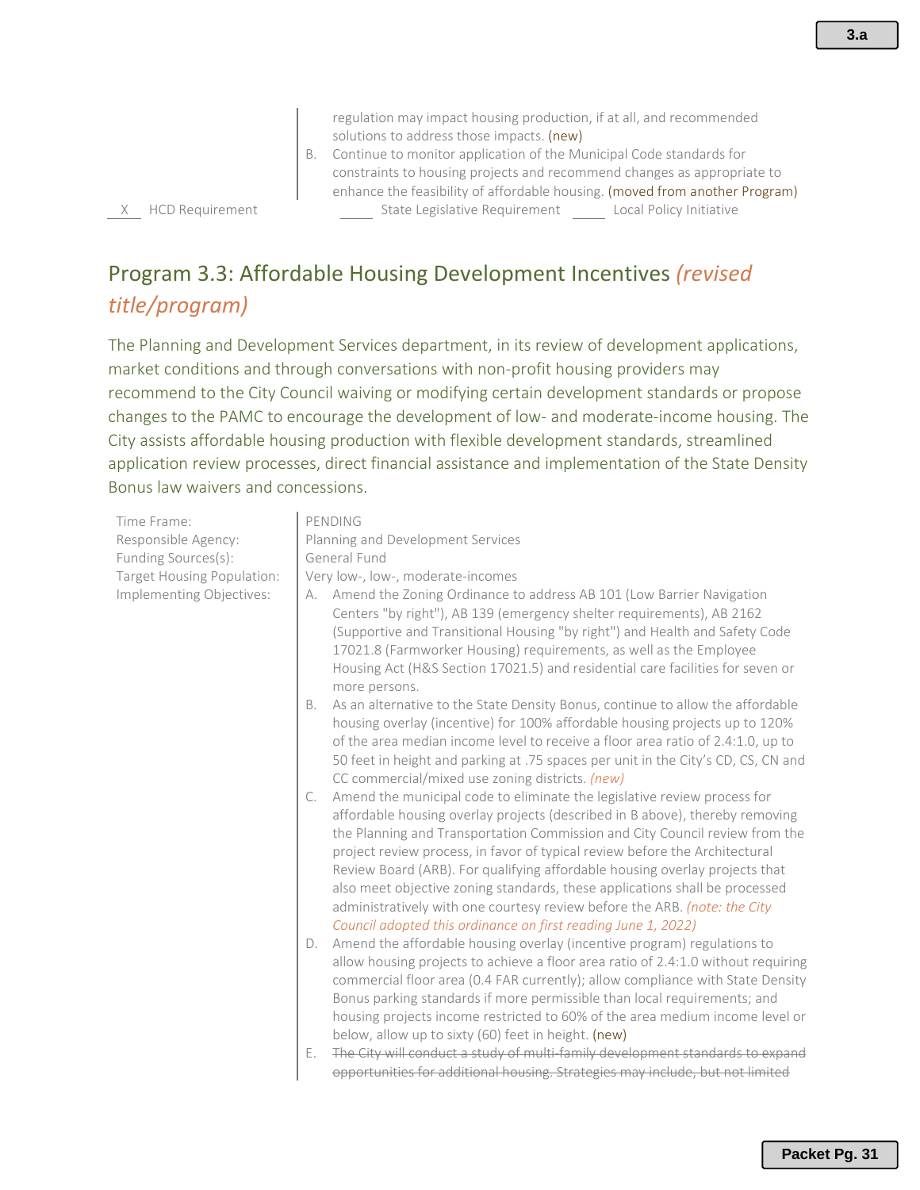regulation may impact housing production, if at all, and recommended solutions to address those impacts. (new)

B. Continue to monitor application of the Municipal Code standards for constraints to housing projects and recommend changes as appropriate to enhance the feasibility of affordable housing. (moved from another Program)

\_X\_ HCD Requirement  \_\_\_\_ State Legislative Requirement  \_\_\_\_ Local Policy Initiative

## Program 3.3: Affordable Housing Development Incentives *(revised title/program)*

The Planning and Development Services department, in its review of development applications, market conditions and through conversations with non-profit housing providers may recommend to the City Council waiving or modifying certain development standards or propose changes to the PAMC to encourage the development of low- and moderate-income housing. The City assists affordable housing production with flexible development standards, streamlined application review processes, direct financial assistance and implementation of the State Density Bonus law waivers and concessions.

Time Frame: PENDING

Responsible Agency: Planning and Development Services

Funding Sources(s): General Fund

Target Housing Population: Very low-, low-, moderate-incomes

Implementing Objectives:

A. Amend the Zoning Ordinance to address AB 101 (Low Barrier Navigation Centers "by right"), AB 139 (emergency shelter requirements), AB 2162 (Supportive and Transitional Housing "by right") and Health and Safety Code 17021.8 (Farmworker Housing) requirements, as well as the Employee Housing Act (H&S Section 17021.5) and residential care facilities for seven or more persons.

B. As an alternative to the State Density Bonus, continue to allow the affordable housing overlay (incentive) for 100% affordable housing projects up to 120% of the area median income level to receive a floor area ratio of 2.4:1.0, up to 50 feet in height and parking at .75 spaces per unit in the City's CD, CS, CN and CC commercial/mixed use zoning districts. *(new)*

C. Amend the municipal code to eliminate the legislative review process for affordable housing overlay projects (described in B above), thereby removing the Planning and Transportation Commission and City Council review from the project review process, in favor of typical review before the Architectural Review Board (ARB). For qualifying affordable housing overlay projects that also meet objective zoning standards, these applications shall be processed administratively with one courtesy review before the ARB. *(note: the City Council adopted this ordinance on first reading June 1, 2022)*

D. Amend the affordable housing overlay (incentive program) regulations to allow housing projects to achieve a floor area ratio of 2.4:1.0 without requiring commercial floor area (0.4 FAR currently); allow compliance with State Density Bonus parking standards if more permissible than local requirements; and housing projects income restricted to 60% of the area medium income level or below, allow up to sixty (60) feet in height. (new)

E. ~~The City will conduct a study of multi-family development standards to expand opportunities for additional housing. Strategies may include, but not limited~~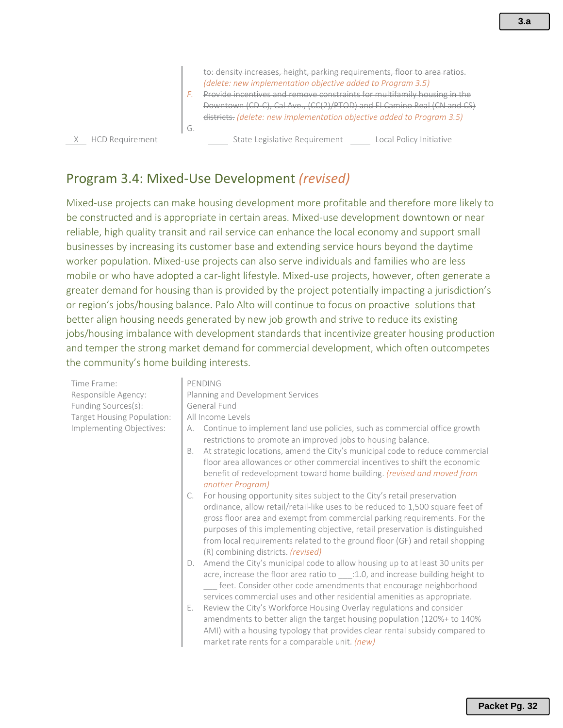~~to: density increases, height, parking requirements, floor to area ratios.~~ *(delete: new implementation objective added to Program 3.5)*

F. ~~Provide incentives and remove constraints for multifamily housing in the Downtown (CD-C), Cal Ave., (CC(2)/PTOD) and El Camino Real (CN and CS) districts.~~ *(delete: new implementation objective added to Program 3.5)*

G.

\_X\_ HCD Requirement \_\_\_\_ State Legislative Requirement \_\_\_\_ Local Policy Initiative

## Program 3.4: Mixed-Use Development *(revised)*

Mixed-use projects can make housing development more profitable and therefore more likely to be constructed and is appropriate in certain areas. Mixed-use development downtown or near reliable, high quality transit and rail service can enhance the local economy and support small businesses by increasing its customer base and extending service hours beyond the daytime worker population. Mixed-use projects can also serve individuals and families who are less mobile or who have adopted a car-light lifestyle. Mixed-use projects, however, often generate a greater demand for housing than is provided by the project potentially impacting a jurisdiction's or region's jobs/housing balance. Palo Alto will continue to focus on proactive solutions that better align housing needs generated by new job growth and strive to reduce its existing jobs/housing imbalance with development standards that incentivize greater housing production and temper the strong market demand for commercial development, which often outcompetes the community's home building interests.

| | |
|---|---|
| Time Frame: | PENDING |
| Responsible Agency: | Planning and Development Services |
| Funding Sources(s): | General Fund |
| Target Housing Population: | All Income Levels |
| Implementing Objectives: | A. Continue to implement land use policies, such as commercial office growth restrictions to promote an improved jobs to housing balance. |
| | B. At strategic locations, amend the City's municipal code to reduce commercial floor area allowances or other commercial incentives to shift the economic benefit of redevelopment toward home building. *(revised and moved from another Program)* |
| | C. For housing opportunity sites subject to the City's retail preservation ordinance, allow retail/retail-like uses to be reduced to 1,500 square feet of gross floor area and exempt from commercial parking requirements. For the purposes of this implementing objective, retail preservation is distinguished from local requirements related to the ground floor (GF) and retail shopping (R) combining districts. *(revised)* |
| | D. Amend the City's municipal code to allow housing up to at least 30 units per acre, increase the floor area ratio to \_\_\_:1.0, and increase building height to \_\_\_ feet. Consider other code amendments that encourage neighborhood services commercial uses and other residential amenities as appropriate. |
| | E. Review the City's Workforce Housing Overlay regulations and consider amendments to better align the target housing population (120%+ to 140% AMI) with a housing typology that provides clear rental subsidy compared to market rate rents for a comparable unit. *(new)* |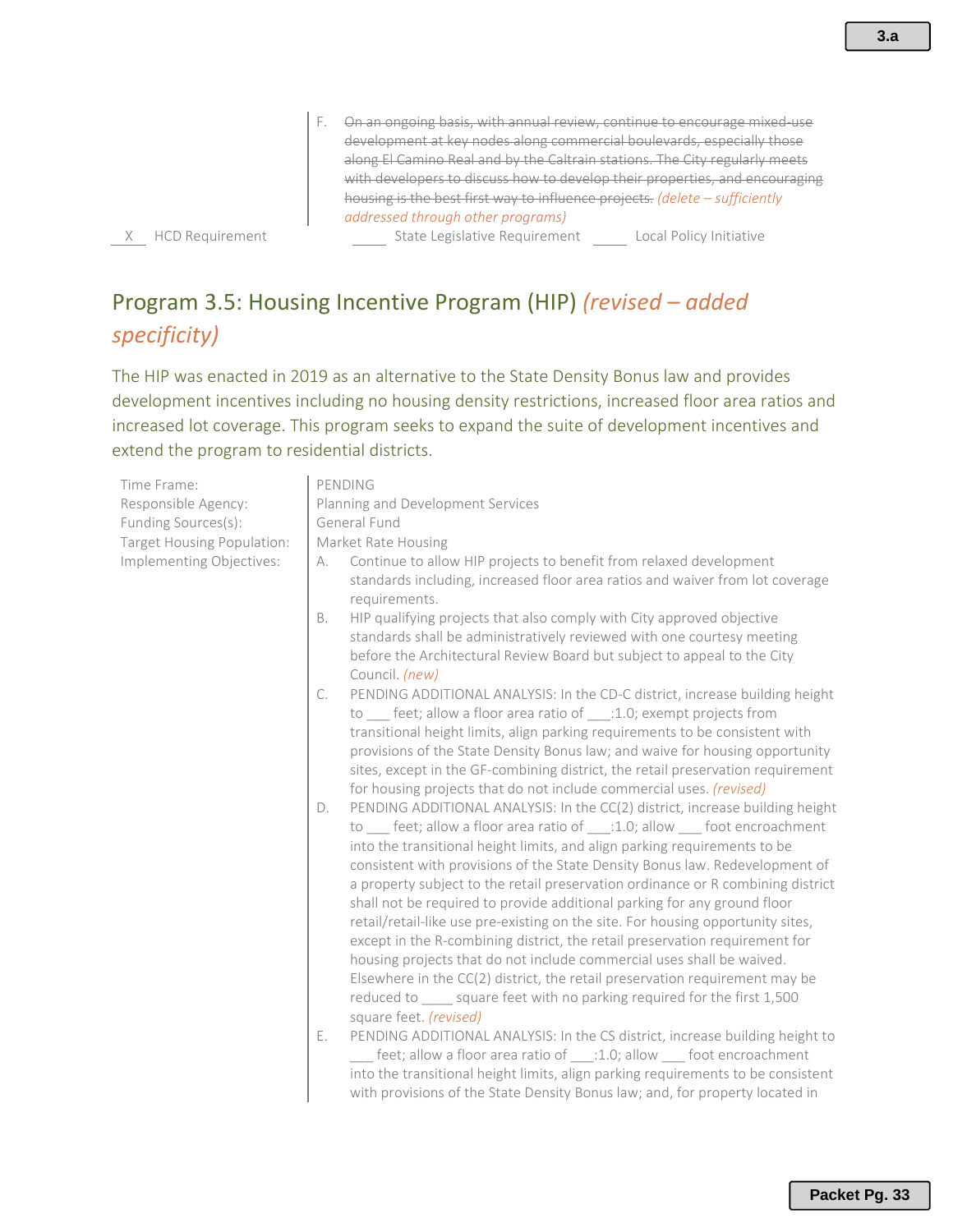F. ~~On an ongoing basis, with annual review, continue to encourage mixed-use development at key nodes along commercial boulevards, especially those along El Camino Real and by the Caltrain stations. The City regularly meets with developers to discuss how to develop their properties, and encouraging housing is the best first way to influence projects.~~ *(delete – sufficiently addressed through other programs)*

\_\_X\_\_ HCD Requirement \_\_\_\_\_ State Legislative Requirement \_\_\_\_\_ Local Policy Initiative

## Program 3.5: Housing Incentive Program (HIP) *(revised – added specificity)*

The HIP was enacted in 2019 as an alternative to the State Density Bonus law and provides development incentives including no housing density restrictions, increased floor area ratios and increased lot coverage. This program seeks to expand the suite of development incentives and extend the program to residential districts.

Time Frame: PENDING

Responsible Agency: Planning and Development Services

Funding Sources(s): General Fund

Target Housing Population: Market Rate Housing

Implementing Objectives:

A. Continue to allow HIP projects to benefit from relaxed development standards including, increased floor area ratios and waiver from lot coverage requirements.

B. HIP qualifying projects that also comply with City approved objective standards shall be administratively reviewed with one courtesy meeting before the Architectural Review Board but subject to appeal to the City Council. *(new)*

C. PENDING ADDITIONAL ANALYSIS: In the CD-C district, increase building height to \_\_\_ feet; allow a floor area ratio of \_\_\_:1.0; exempt projects from transitional height limits, align parking requirements to be consistent with provisions of the State Density Bonus law; and waive for housing opportunity sites, except in the GF-combining district, the retail preservation requirement for housing projects that do not include commercial uses. *(revised)*

D. PENDING ADDITIONAL ANALYSIS: In the CC(2) district, increase building height to \_\_\_ feet; allow a floor area ratio of \_\_\_:1.0; allow \_\_\_ foot encroachment into the transitional height limits, and align parking requirements to be consistent with provisions of the State Density Bonus law. Redevelopment of a property subject to the retail preservation ordinance or R combining district shall not be required to provide additional parking for any ground floor retail/retail-like use pre-existing on the site. For housing opportunity sites, except in the R-combining district, the retail preservation requirement for housing projects that do not include commercial uses shall be waived. Elsewhere in the CC(2) district, the retail preservation requirement may be reduced to \_\_\_\_ square feet with no parking required for the first 1,500 square feet. *(revised)*

E. PENDING ADDITIONAL ANALYSIS: In the CS district, increase building height to \_\_\_ feet; allow a floor area ratio of \_\_\_:1.0; allow \_\_\_ foot encroachment into the transitional height limits, align parking requirements to be consistent with provisions of the State Density Bonus law; and, for property located in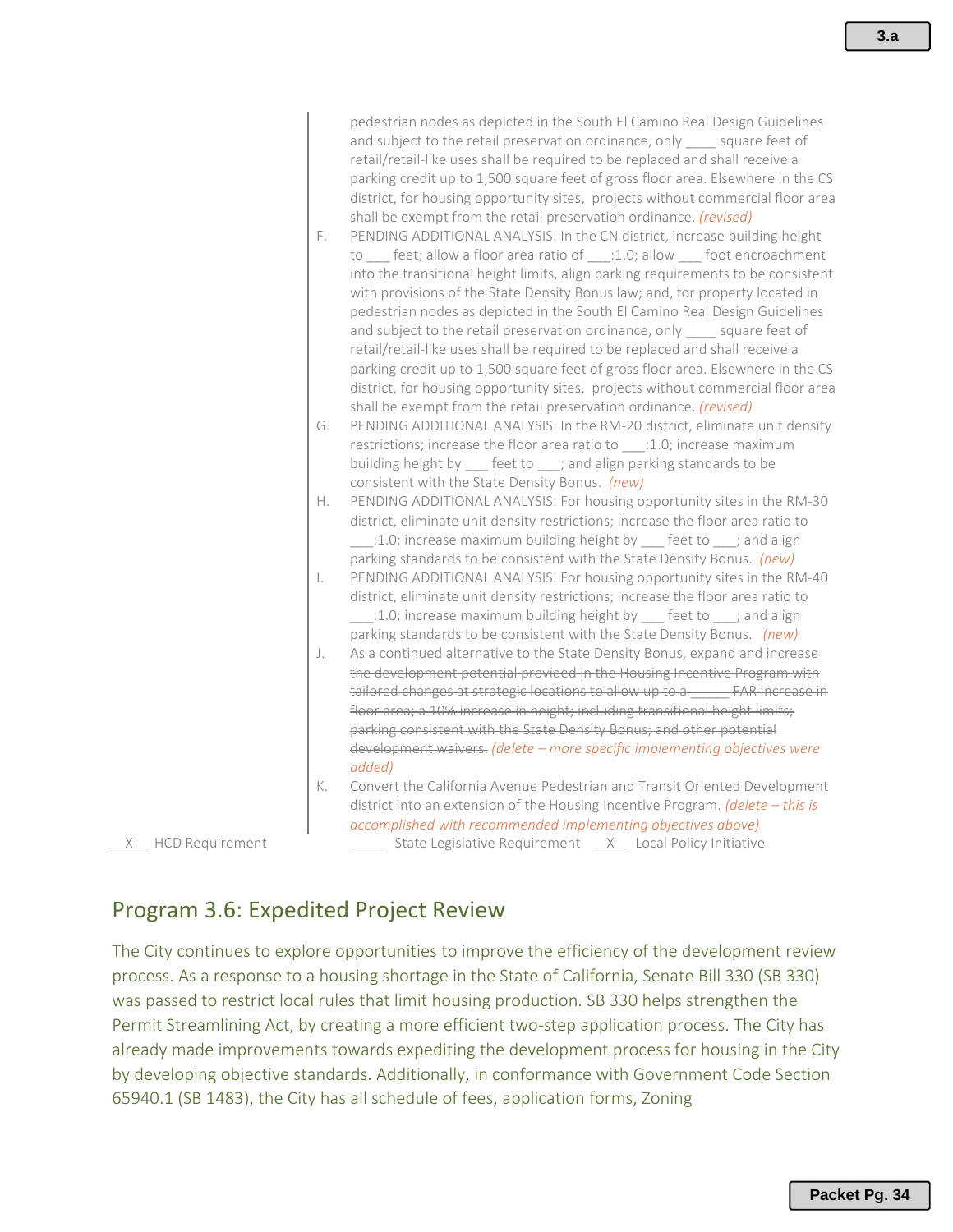pedestrian nodes as depicted in the South El Camino Real Design Guidelines and subject to the retail preservation ordinance, only ____ square feet of retail/retail-like uses shall be required to be replaced and shall receive a parking credit up to 1,500 square feet of gross floor area. Elsewhere in the CS district, for housing opportunity sites, projects without commercial floor area shall be exempt from the retail preservation ordinance. *(revised)*

F. PENDING ADDITIONAL ANALYSIS: In the CN district, increase building height to ___ feet; allow a floor area ratio of ___:1.0; allow ___ foot encroachment into the transitional height limits, align parking requirements to be consistent with provisions of the State Density Bonus law; and, for property located in pedestrian nodes as depicted in the South El Camino Real Design Guidelines and subject to the retail preservation ordinance, only ____ square feet of retail/retail-like uses shall be required to be replaced and shall receive a parking credit up to 1,500 square feet of gross floor area. Elsewhere in the CS district, for housing opportunity sites, projects without commercial floor area shall be exempt from the retail preservation ordinance. *(revised)*

G. PENDING ADDITIONAL ANALYSIS: In the RM-20 district, eliminate unit density restrictions; increase the floor area ratio to ___:1.0; increase maximum building height by ___ feet to ___; and align parking standards to be consistent with the State Density Bonus. *(new)*

H. PENDING ADDITIONAL ANALYSIS: For housing opportunity sites in the RM-30 district, eliminate unit density restrictions; increase the floor area ratio to ___:1.0; increase maximum building height by ___ feet to ___; and align parking standards to be consistent with the State Density Bonus. *(new)*

I. PENDING ADDITIONAL ANALYSIS: For housing opportunity sites in the RM-40 district, eliminate unit density restrictions; increase the floor area ratio to ___:1.0; increase maximum building height by ___ feet to ___; and align parking standards to be consistent with the State Density Bonus. *(new)*

J. ~~As a continued alternative to the State Density Bonus, expand and increase the development potential provided in the Housing Incentive Program with tailored changes at strategic locations to allow up to a _____ FAR increase in floor area; a 10% increase in height; including transitional height limits; parking consistent with the State Density Bonus; and other potential development waivers.~~ *(delete – more specific implementing objectives were added)*

K. ~~Convert the California Avenue Pedestrian and Transit Oriented Development district into an extension of the Housing Incentive Program.~~ *(delete – this is accomplished with recommended implementing objectives above)*

\_X\_ HCD Requirement  \_\_\_\_ State Legislative Requirement  \_X\_ Local Policy Initiative

## Program 3.6: Expedited Project Review

The City continues to explore opportunities to improve the efficiency of the development review process. As a response to a housing shortage in the State of California, Senate Bill 330 (SB 330) was passed to restrict local rules that limit housing production. SB 330 helps strengthen the Permit Streamlining Act, by creating a more efficient two-step application process. The City has already made improvements towards expediting the development process for housing in the City by developing objective standards. Additionally, in conformance with Government Code Section 65940.1 (SB 1483), the City has all schedule of fees, application forms, Zoning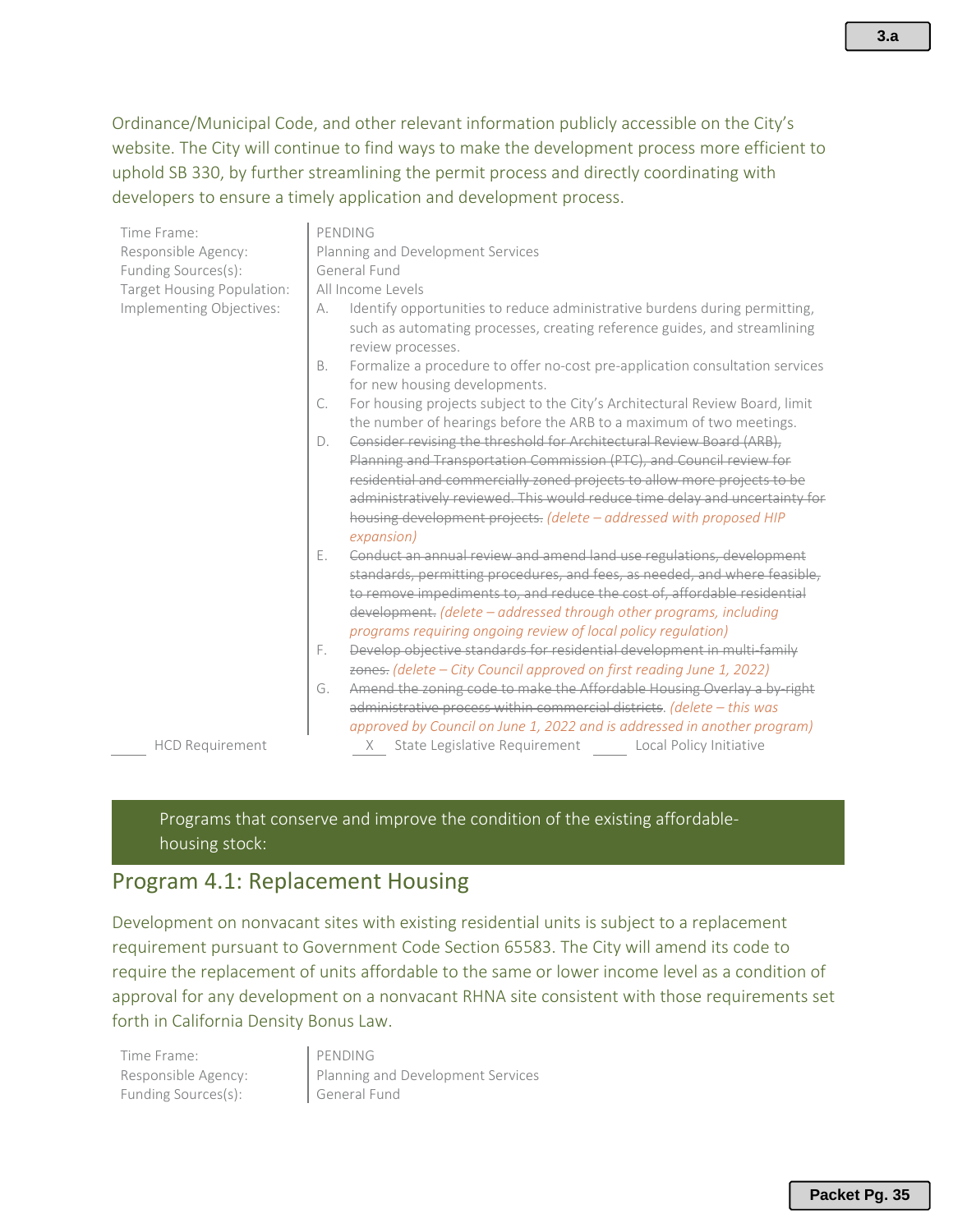Ordinance/Municipal Code, and other relevant information publicly accessible on the City's website. The City will continue to find ways to make the development process more efficient to uphold SB 330, by further streamlining the permit process and directly coordinating with developers to ensure a timely application and development process.

| | |
|---|---|
| Time Frame: | PENDING |
| Responsible Agency: | Planning and Development Services |
| Funding Sources(s): | General Fund |
| Target Housing Population: | All Income Levels |
| Implementing Objectives: | A. Identify opportunities to reduce administrative burdens during permitting, such as automating processes, creating reference guides, and streamlining review processes.<br>B. Formalize a procedure to offer no-cost pre-application consultation services for new housing developments.<br>C. For housing projects subject to the City's Architectural Review Board, limit the number of hearings before the ARB to a maximum of two meetings.<br>D. ~~Consider revising the threshold for Architectural Review Board (ARB), Planning and Transportation Commission (PTC), and Council review for residential and commercially zoned projects to allow more projects to be administratively reviewed. This would reduce time delay and uncertainty for housing development projects.~~ *(delete – addressed with proposed HIP expansion)*<br>E. ~~Conduct an annual review and amend land use regulations, development standards, permitting procedures, and fees, as needed, and where feasible, to remove impediments to, and reduce the cost of, affordable residential development.~~ *(delete – addressed through other programs, including programs requiring ongoing review of local policy regulation)*<br>F. ~~Develop objective standards for residential development in multi-family zones.~~ *(delete – City Council approved on first reading June 1, 2022)*<br>G. ~~Amend the zoning code to make the Affordable Housing Overlay a by-right administrative process within commercial districts~~. *(delete – this was approved by Council on June 1, 2022 and is addressed in another program)* |

____ HCD Requirement    __X__ State Legislative Requirement    ____ Local Policy Initiative

Programs that conserve and improve the condition of the existing affordable-housing stock:

## Program 4.1: Replacement Housing

Development on nonvacant sites with existing residential units is subject to a replacement requirement pursuant to Government Code Section 65583. The City will amend its code to require the replacement of units affordable to the same or lower income level as a condition of approval for any development on a nonvacant RHNA site consistent with those requirements set forth in California Density Bonus Law.

| | |
|---|---|
| Time Frame: | PENDING |
| Responsible Agency: | Planning and Development Services |
| Funding Sources(s): | General Fund |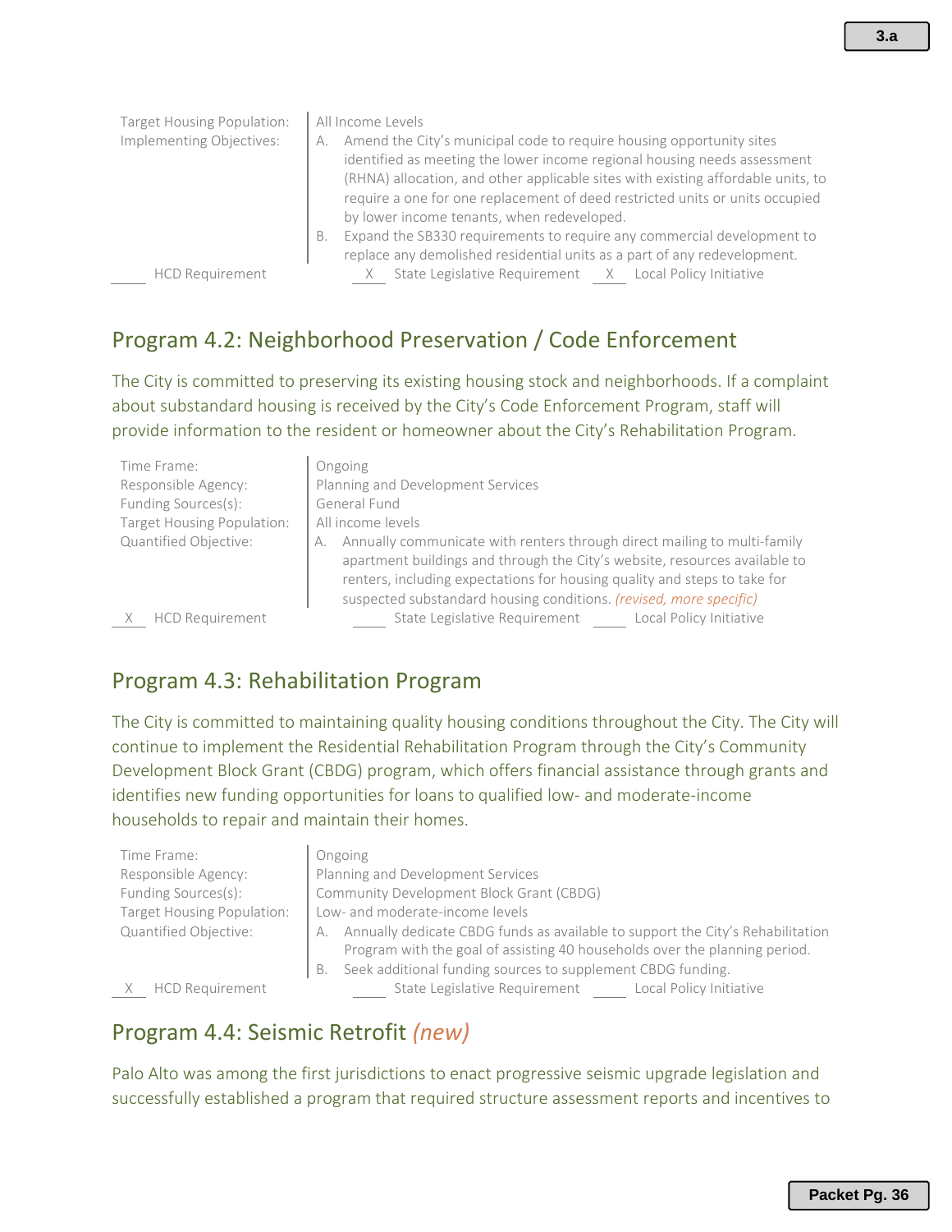| | |
|---|---|
| Target Housing Population: | All Income Levels |
| Implementing Objectives: | A. Amend the City's municipal code to require housing opportunity sites identified as meeting the lower income regional housing needs assessment (RHNA) allocation, and other applicable sites with existing affordable units, to require a one for one replacement of deed restricted units or units occupied by lower income tenants, when redeveloped.<br>B. Expand the SB330 requirements to require any commercial development to replace any demolished residential units as a part of any redevelopment. |

____ HCD Requirement  _X_ State Legislative Requirement  _X_ Local Policy Initiative

## Program 4.2: Neighborhood Preservation / Code Enforcement

The City is committed to preserving its existing housing stock and neighborhoods. If a complaint about substandard housing is received by the City's Code Enforcement Program, staff will provide information to the resident or homeowner about the City's Rehabilitation Program.

| | |
|---|---|
| Time Frame: | Ongoing |
| Responsible Agency: | Planning and Development Services |
| Funding Sources(s): | General Fund |
| Target Housing Population: | All income levels |
| Quantified Objective: | A. Annually communicate with renters through direct mailing to multi-family apartment buildings and through the City's website, resources available to renters, including expectations for housing quality and steps to take for suspected substandard housing conditions. *(revised, more specific)* |

_X_ HCD Requirement  ____ State Legislative Requirement  ____ Local Policy Initiative

## Program 4.3: Rehabilitation Program

The City is committed to maintaining quality housing conditions throughout the City. The City will continue to implement the Residential Rehabilitation Program through the City's Community Development Block Grant (CBDG) program, which offers financial assistance through grants and identifies new funding opportunities for loans to qualified low- and moderate-income households to repair and maintain their homes.

| | |
|---|---|
| Time Frame: | Ongoing |
| Responsible Agency: | Planning and Development Services |
| Funding Sources(s): | Community Development Block Grant (CBDG) |
| Target Housing Population: | Low- and moderate-income levels |
| Quantified Objective: | A. Annually dedicate CBDG funds as available to support the City's Rehabilitation Program with the goal of assisting 40 households over the planning period.<br>B. Seek additional funding sources to supplement CBDG funding. |

_X_ HCD Requirement  ____ State Legislative Requirement  ____ Local Policy Initiative

## Program 4.4: Seismic Retrofit *(new)*

Palo Alto was among the first jurisdictions to enact progressive seismic upgrade legislation and successfully established a program that required structure assessment reports and incentives to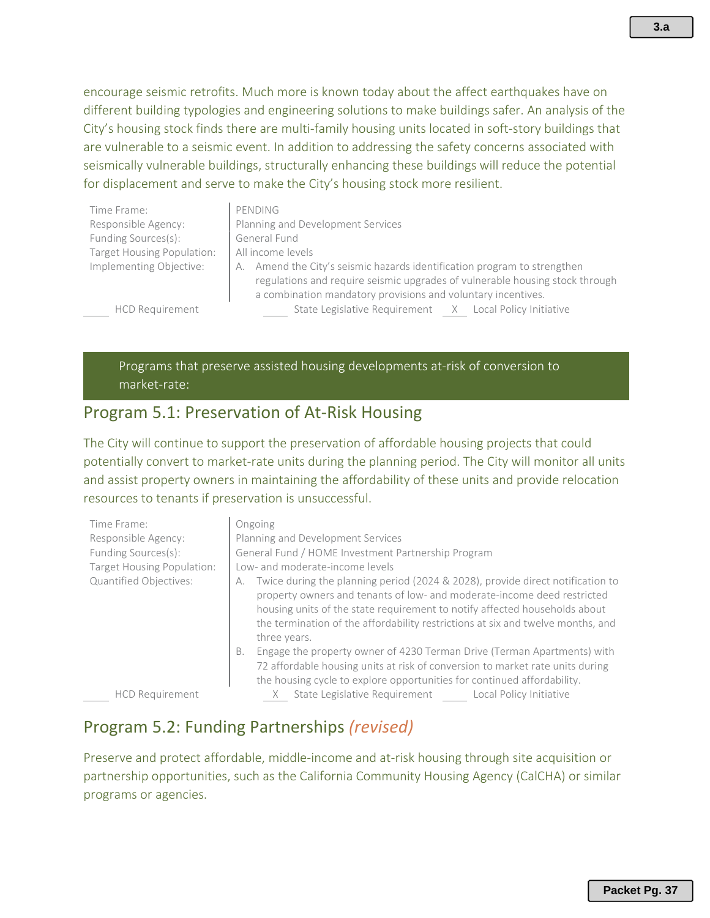encourage seismic retrofits. Much more is known today about the affect earthquakes have on different building typologies and engineering solutions to make buildings safer. An analysis of the City's housing stock finds there are multi-family housing units located in soft-story buildings that are vulnerable to a seismic event. In addition to addressing the safety concerns associated with seismically vulnerable buildings, structurally enhancing these buildings will reduce the potential for displacement and serve to make the City's housing stock more resilient.

| | |
|---|---|
| Time Frame: | PENDING |
| Responsible Agency: | Planning and Development Services |
| Funding Sources(s): | General Fund |
| Target Housing Population: | All income levels |
| Implementing Objective: | A. Amend the City's seismic hazards identification program to strengthen regulations and require seismic upgrades of vulnerable housing stock through a combination mandatory provisions and voluntary incentives. |

\_\_\_\_ HCD Requirement   \_\_\_\_ State Legislative Requirement   \_X\_ Local Policy Initiative

**Programs that preserve assisted housing developments at-risk of conversion to market-rate:**

## Program 5.1: Preservation of At-Risk Housing

The City will continue to support the preservation of affordable housing projects that could potentially convert to market-rate units during the planning period. The City will monitor all units and assist property owners in maintaining the affordability of these units and provide relocation resources to tenants if preservation is unsuccessful.

| | |
|---|---|
| Time Frame: | Ongoing |
| Responsible Agency: | Planning and Development Services |
| Funding Sources(s): | General Fund / HOME Investment Partnership Program |
| Target Housing Population: | Low- and moderate-income levels |
| Quantified Objectives: | A. Twice during the planning period (2024 & 2028), provide direct notification to property owners and tenants of low- and moderate-income deed restricted housing units of the state requirement to notify affected households about the termination of the affordability restrictions at six and twelve months, and three years. <br> B. Engage the property owner of 4230 Terman Drive (Terman Apartments) with 72 affordable housing units at risk of conversion to market rate units during the housing cycle to explore opportunities for continued affordability. |

\_\_\_\_ HCD Requirement   \_X\_ State Legislative Requirement   \_\_\_\_ Local Policy Initiative

## Program 5.2: Funding Partnerships *(revised)*

Preserve and protect affordable, middle-income and at-risk housing through site acquisition or partnership opportunities, such as the California Community Housing Agency (CalCHA) or similar programs or agencies.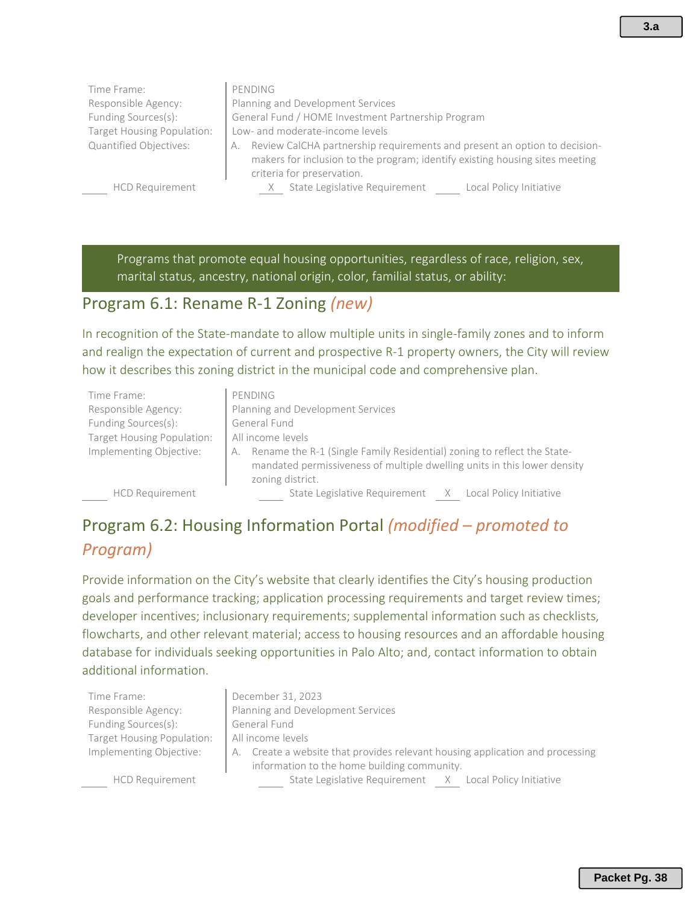| | |
|---|---|
| Time Frame: | PENDING |
| Responsible Agency: | Planning and Development Services |
| Funding Sources(s): | General Fund / HOME Investment Partnership Program |
| Target Housing Population: | Low- and moderate-income levels |
| Quantified Objectives: | A. Review CalCHA partnership requirements and present an option to decision-makers for inclusion to the program; identify existing housing sites meeting criteria for preservation. |

____ HCD Requirement  _X_ State Legislative Requirement  ____ Local Policy Initiative

**Programs that promote equal housing opportunities, regardless of race, religion, sex, marital status, ancestry, national origin, color, familial status, or ability:**

## Program 6.1: Rename R-1 Zoning *(new)*

In recognition of the State-mandate to allow multiple units in single-family zones and to inform and realign the expectation of current and prospective R-1 property owners, the City will review how it describes this zoning district in the municipal code and comprehensive plan.

| | |
|---|---|
| Time Frame: | PENDING |
| Responsible Agency: | Planning and Development Services |
| Funding Sources(s): | General Fund |
| Target Housing Population: | All income levels |
| Implementing Objective: | A. Rename the R-1 (Single Family Residential) zoning to reflect the State-mandated permissiveness of multiple dwelling units in this lower density zoning district. |

____ HCD Requirement  ____ State Legislative Requirement  _X_ Local Policy Initiative

## Program 6.2: Housing Information Portal *(modified – promoted to Program)*

Provide information on the City's website that clearly identifies the City's housing production goals and performance tracking; application processing requirements and target review times; developer incentives; inclusionary requirements; supplemental information such as checklists, flowcharts, and other relevant material; access to housing resources and an affordable housing database for individuals seeking opportunities in Palo Alto; and, contact information to obtain additional information.

| | |
|---|---|
| Time Frame: | December 31, 2023 |
| Responsible Agency: | Planning and Development Services |
| Funding Sources(s): | General Fund |
| Target Housing Population: | All income levels |
| Implementing Objective: | A. Create a website that provides relevant housing application and processing information to the home building community. |

____ HCD Requirement  ____ State Legislative Requirement  _X_ Local Policy Initiative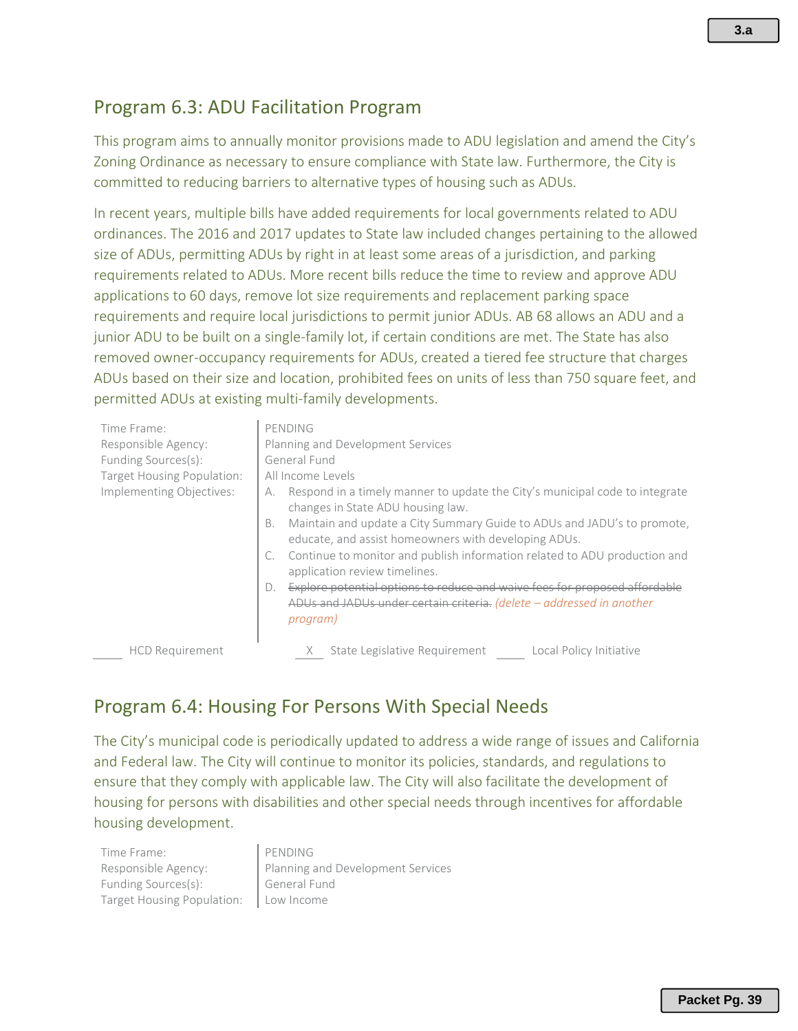## Program 6.3: ADU Facilitation Program

This program aims to annually monitor provisions made to ADU legislation and amend the City's Zoning Ordinance as necessary to ensure compliance with State law. Furthermore, the City is committed to reducing barriers to alternative types of housing such as ADUs.

In recent years, multiple bills have added requirements for local governments related to ADU ordinances. The 2016 and 2017 updates to State law included changes pertaining to the allowed size of ADUs, permitting ADUs by right in at least some areas of a jurisdiction, and parking requirements related to ADUs. More recent bills reduce the time to review and approve ADU applications to 60 days, remove lot size requirements and replacement parking space requirements and require local jurisdictions to permit junior ADUs. AB 68 allows an ADU and a junior ADU to be built on a single-family lot, if certain conditions are met. The State has also removed owner-occupancy requirements for ADUs, created a tiered fee structure that charges ADUs based on their size and location, prohibited fees on units of less than 750 square feet, and permitted ADUs at existing multi-family developments.

| | |
|---|---|
| Time Frame: | PENDING |
| Responsible Agency: | Planning and Development Services |
| Funding Sources(s): | General Fund |
| Target Housing Population: | All Income Levels |
| Implementing Objectives: | A. Respond in a timely manner to update the City's municipal code to integrate changes in State ADU housing law.<br>B. Maintain and update a City Summary Guide to ADUs and JADU's to promote, educate, and assist homeowners with developing ADUs.<br>C. Continue to monitor and publish information related to ADU production and application review timelines.<br>D. ~~Explore potential options to reduce and waive fees for proposed affordable ADUs and JADUs under certain criteria.~~ *(delete – addressed in another program)* |

____ HCD Requirement &nbsp;&nbsp; _X_ State Legislative Requirement &nbsp;&nbsp; ____ Local Policy Initiative

## Program 6.4: Housing For Persons With Special Needs

The City's municipal code is periodically updated to address a wide range of issues and California and Federal law. The City will continue to monitor its policies, standards, and regulations to ensure that they comply with applicable law. The City will also facilitate the development of housing for persons with disabilities and other special needs through incentives for affordable housing development.

| | |
|---|---|
| Time Frame: | PENDING |
| Responsible Agency: | Planning and Development Services |
| Funding Sources(s): | General Fund |
| Target Housing Population: | Low Income |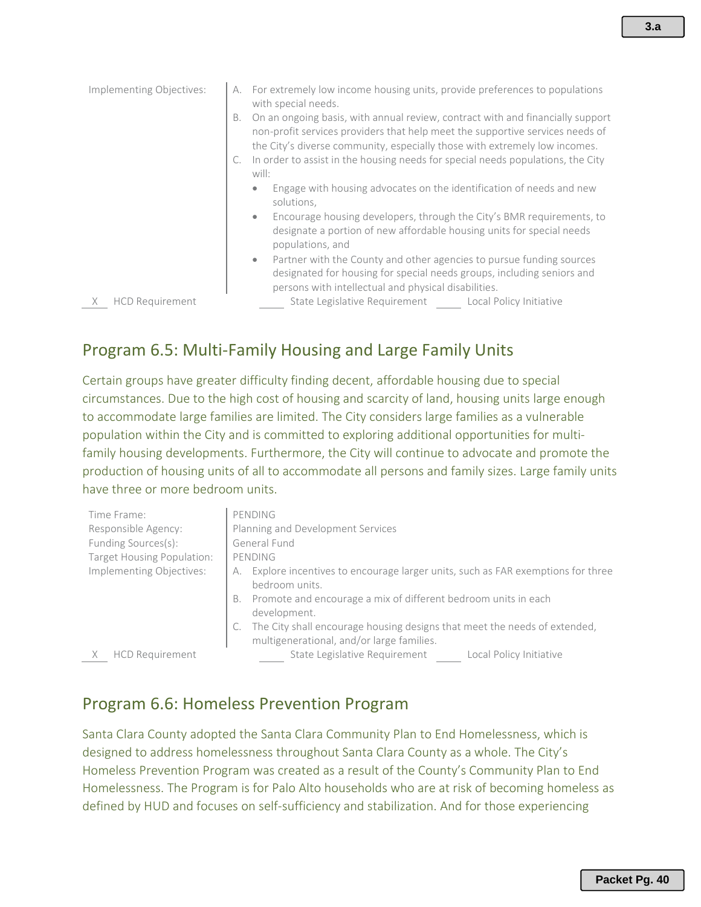Implementing Objectives:

A. For extremely low income housing units, provide preferences to populations with special needs.
B. On an ongoing basis, with annual review, contract with and financially support non-profit services providers that help meet the supportive services needs of the City's diverse community, especially those with extremely low incomes.
C. In order to assist in the housing needs for special needs populations, the City will:
   - Engage with housing advocates on the identification of needs and new solutions,
   - Encourage housing developers, through the City's BMR requirements, to designate a portion of new affordable housing units for special needs populations, and
   - Partner with the County and other agencies to pursue funding sources designated for housing for special needs groups, including seniors and persons with intellectual and physical disabilities.

\_X\_ HCD Requirement ____ State Legislative Requirement ____ Local Policy Initiative

## Program 6.5: Multi-Family Housing and Large Family Units

Certain groups have greater difficulty finding decent, affordable housing due to special circumstances. Due to the high cost of housing and scarcity of land, housing units large enough to accommodate large families are limited. The City considers large families as a vulnerable population within the City and is committed to exploring additional opportunities for multi-family housing developments. Furthermore, the City will continue to advocate and promote the production of housing units of all to accommodate all persons and family sizes. Large family units have three or more bedroom units.

Time Frame: PENDING
Responsible Agency: Planning and Development Services
Funding Sources(s): General Fund
Target Housing Population: PENDING
Implementing Objectives:

A. Explore incentives to encourage larger units, such as FAR exemptions for three bedroom units.
B. Promote and encourage a mix of different bedroom units in each development.
C. The City shall encourage housing designs that meet the needs of extended, multigenerational, and/or large families.

\_X\_ HCD Requirement ____ State Legislative Requirement ____ Local Policy Initiative

## Program 6.6: Homeless Prevention Program

Santa Clara County adopted the Santa Clara Community Plan to End Homelessness, which is designed to address homelessness throughout Santa Clara County as a whole. The City's Homeless Prevention Program was created as a result of the County's Community Plan to End Homelessness. The Program is for Palo Alto households who are at risk of becoming homeless as defined by HUD and focuses on self-sufficiency and stabilization. And for those experiencing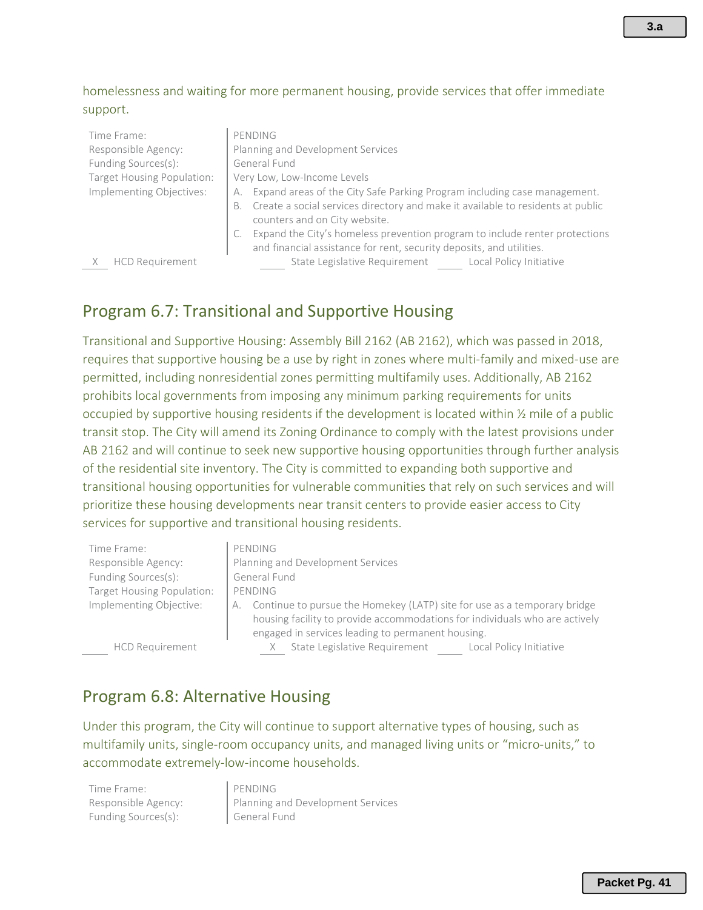homelessness and waiting for more permanent housing, provide services that offer immediate support.

| | |
|---|---|
| Time Frame: | PENDING |
| Responsible Agency: | Planning and Development Services |
| Funding Sources(s): | General Fund |
| Target Housing Population: | Very Low, Low-Income Levels |
| Implementing Objectives: | A. Expand areas of the City Safe Parking Program including case management.<br>B. Create a social services directory and make it available to residents at public counters and on City website.<br>C. Expand the City's homeless prevention program to include renter protections and financial assistance for rent, security deposits, and utilities. |

X HCD Requirement ____ State Legislative Requirement ____ Local Policy Initiative

## Program 6.7: Transitional and Supportive Housing

Transitional and Supportive Housing: Assembly Bill 2162 (AB 2162), which was passed in 2018, requires that supportive housing be a use by right in zones where multi-family and mixed-use are permitted, including nonresidential zones permitting multifamily uses. Additionally, AB 2162 prohibits local governments from imposing any minimum parking requirements for units occupied by supportive housing residents if the development is located within ½ mile of a public transit stop. The City will amend its Zoning Ordinance to comply with the latest provisions under AB 2162 and will continue to seek new supportive housing opportunities through further analysis of the residential site inventory. The City is committed to expanding both supportive and transitional housing opportunities for vulnerable communities that rely on such services and will prioritize these housing developments near transit centers to provide easier access to City services for supportive and transitional housing residents.

| | |
|---|---|
| Time Frame: | PENDING |
| Responsible Agency: | Planning and Development Services |
| Funding Sources(s): | General Fund |
| Target Housing Population: | PENDING |
| Implementing Objective: | A. Continue to pursue the Homekey (LATP) site for use as a temporary bridge housing facility to provide accommodations for individuals who are actively engaged in services leading to permanent housing. |

____ HCD Requirement X State Legislative Requirement ____ Local Policy Initiative

## Program 6.8: Alternative Housing

Under this program, the City will continue to support alternative types of housing, such as multifamily units, single-room occupancy units, and managed living units or "micro-units," to accommodate extremely-low-income households.

| | |
|---|---|
| Time Frame: | PENDING |
| Responsible Agency: | Planning and Development Services |
| Funding Sources(s): | General Fund |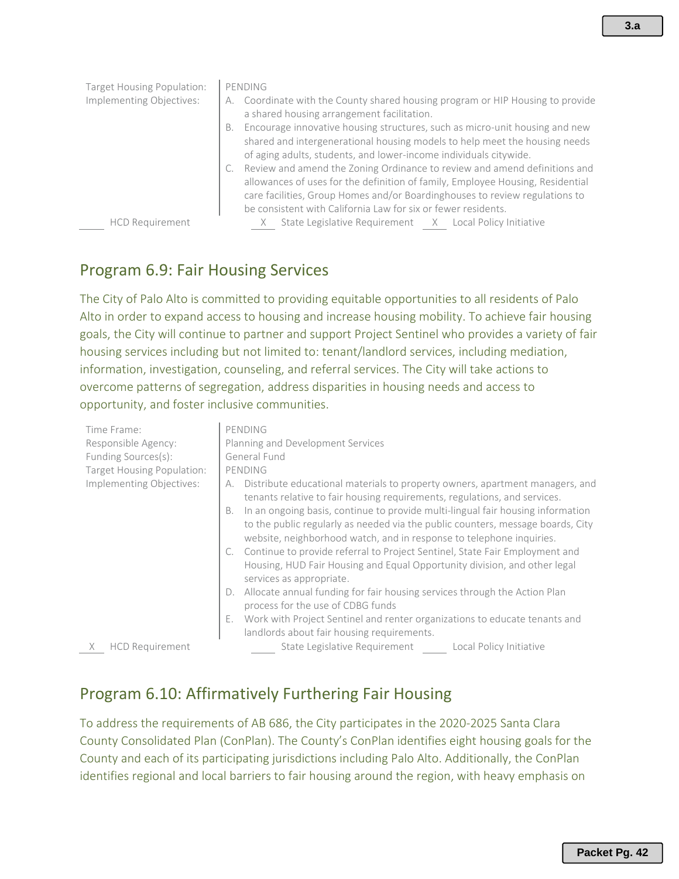Target Housing Population: PENDING

Implementing Objectives:

A. Coordinate with the County shared housing program or HIP Housing to provide a shared housing arrangement facilitation.
B. Encourage innovative housing structures, such as micro-unit housing and new shared and intergenerational housing models to help meet the housing needs of aging adults, students, and lower-income individuals citywide.
C. Review and amend the Zoning Ordinance to review and amend definitions and allowances of uses for the definition of family, Employee Housing, Residential care facilities, Group Homes and/or Boardinghouses to review regulations to be consistent with California Law for six or fewer residents.

\_\_\_\_ HCD Requirement    \_X\_ State Legislative Requirement    \_X\_ Local Policy Initiative

## Program 6.9: Fair Housing Services

The City of Palo Alto is committed to providing equitable opportunities to all residents of Palo Alto in order to expand access to housing and increase housing mobility. To achieve fair housing goals, the City will continue to partner and support Project Sentinel who provides a variety of fair housing services including but not limited to: tenant/landlord services, including mediation, information, investigation, counseling, and referral services. The City will take actions to overcome patterns of segregation, address disparities in housing needs and access to opportunity, and foster inclusive communities.

Time Frame: PENDING

Responsible Agency: Planning and Development Services

Funding Sources(s): General Fund

Target Housing Population: PENDING

Implementing Objectives:

A. Distribute educational materials to property owners, apartment managers, and tenants relative to fair housing requirements, regulations, and services.
B. In an ongoing basis, continue to provide multi-lingual fair housing information to the public regularly as needed via the public counters, message boards, City website, neighborhood watch, and in response to telephone inquiries.
C. Continue to provide referral to Project Sentinel, State Fair Employment and Housing, HUD Fair Housing and Equal Opportunity division, and other legal services as appropriate.
D. Allocate annual funding for fair housing services through the Action Plan process for the use of CDBG funds
E. Work with Project Sentinel and renter organizations to educate tenants and landlords about fair housing requirements.

\_X\_ HCD Requirement    \_\_\_\_ State Legislative Requirement    \_\_\_\_ Local Policy Initiative

## Program 6.10: Affirmatively Furthering Fair Housing

To address the requirements of AB 686, the City participates in the 2020-2025 Santa Clara County Consolidated Plan (ConPlan). The County's ConPlan identifies eight housing goals for the County and each of its participating jurisdictions including Palo Alto. Additionally, the ConPlan identifies regional and local barriers to fair housing around the region, with heavy emphasis on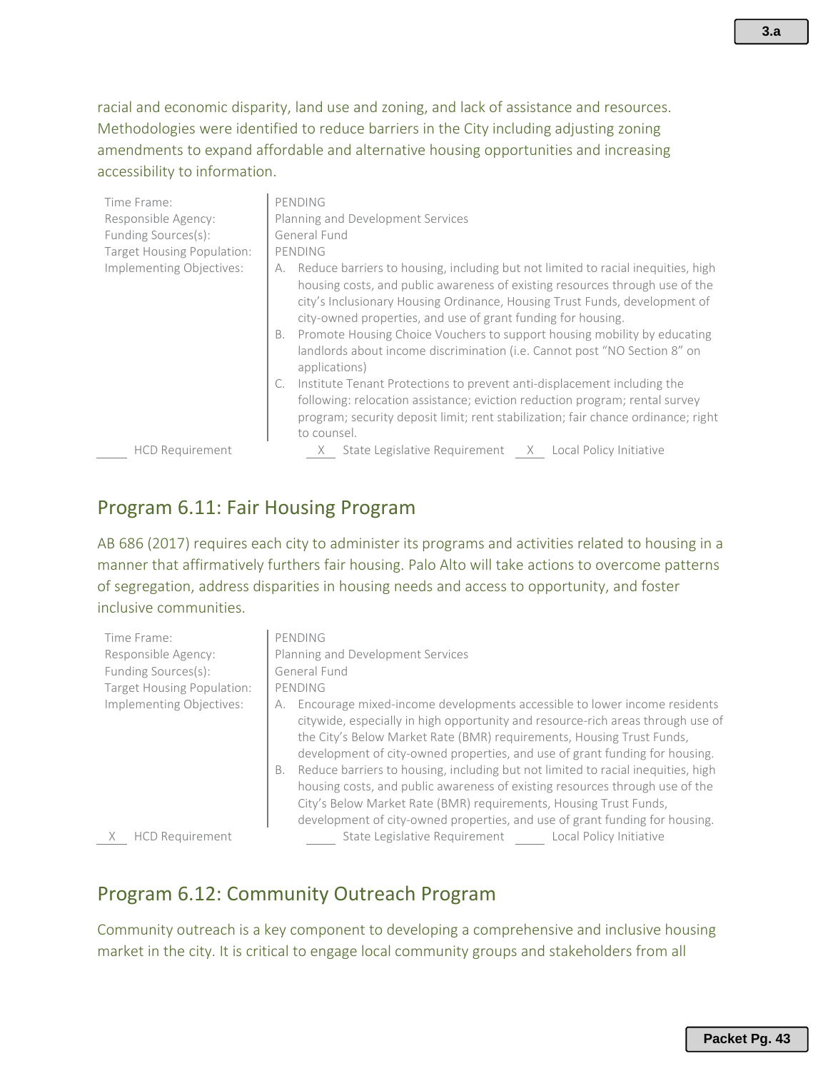racial and economic disparity, land use and zoning, and lack of assistance and resources. Methodologies were identified to reduce barriers in the City including adjusting zoning amendments to expand affordable and alternative housing opportunities and increasing accessibility to information.

| | |
|---|---|
| Time Frame: | PENDING |
| Responsible Agency: | Planning and Development Services |
| Funding Sources(s): | General Fund |
| Target Housing Population: | PENDING |
| Implementing Objectives: | A. Reduce barriers to housing, including but not limited to racial inequities, high housing costs, and public awareness of existing resources through use of the city's Inclusionary Housing Ordinance, Housing Trust Funds, development of city-owned properties, and use of grant funding for housing.<br>B. Promote Housing Choice Vouchers to support housing mobility by educating landlords about income discrimination (i.e. Cannot post "NO Section 8" on applications)<br>C. Institute Tenant Protections to prevent anti-displacement including the following: relocation assistance; eviction reduction program; rental survey program; security deposit limit; rent stabilization; fair chance ordinance; right to counsel. |

___ HCD Requirement    _X_ State Legislative Requirement    _X_ Local Policy Initiative

## Program 6.11: Fair Housing Program

AB 686 (2017) requires each city to administer its programs and activities related to housing in a manner that affirmatively furthers fair housing. Palo Alto will take actions to overcome patterns of segregation, address disparities in housing needs and access to opportunity, and foster inclusive communities.

| | |
|---|---|
| Time Frame: | PENDING |
| Responsible Agency: | Planning and Development Services |
| Funding Sources(s): | General Fund |
| Target Housing Population: | PENDING |
| Implementing Objectives: | A. Encourage mixed-income developments accessible to lower income residents citywide, especially in high opportunity and resource-rich areas through use of the City's Below Market Rate (BMR) requirements, Housing Trust Funds, development of city-owned properties, and use of grant funding for housing.<br>B. Reduce barriers to housing, including but not limited to racial inequities, high housing costs, and public awareness of existing resources through use of the City's Below Market Rate (BMR) requirements, Housing Trust Funds, development of city-owned properties, and use of grant funding for housing. |

_X_ HCD Requirement    ___ State Legislative Requirement    ___ Local Policy Initiative

## Program 6.12: Community Outreach Program

Community outreach is a key component to developing a comprehensive and inclusive housing market in the city. It is critical to engage local community groups and stakeholders from all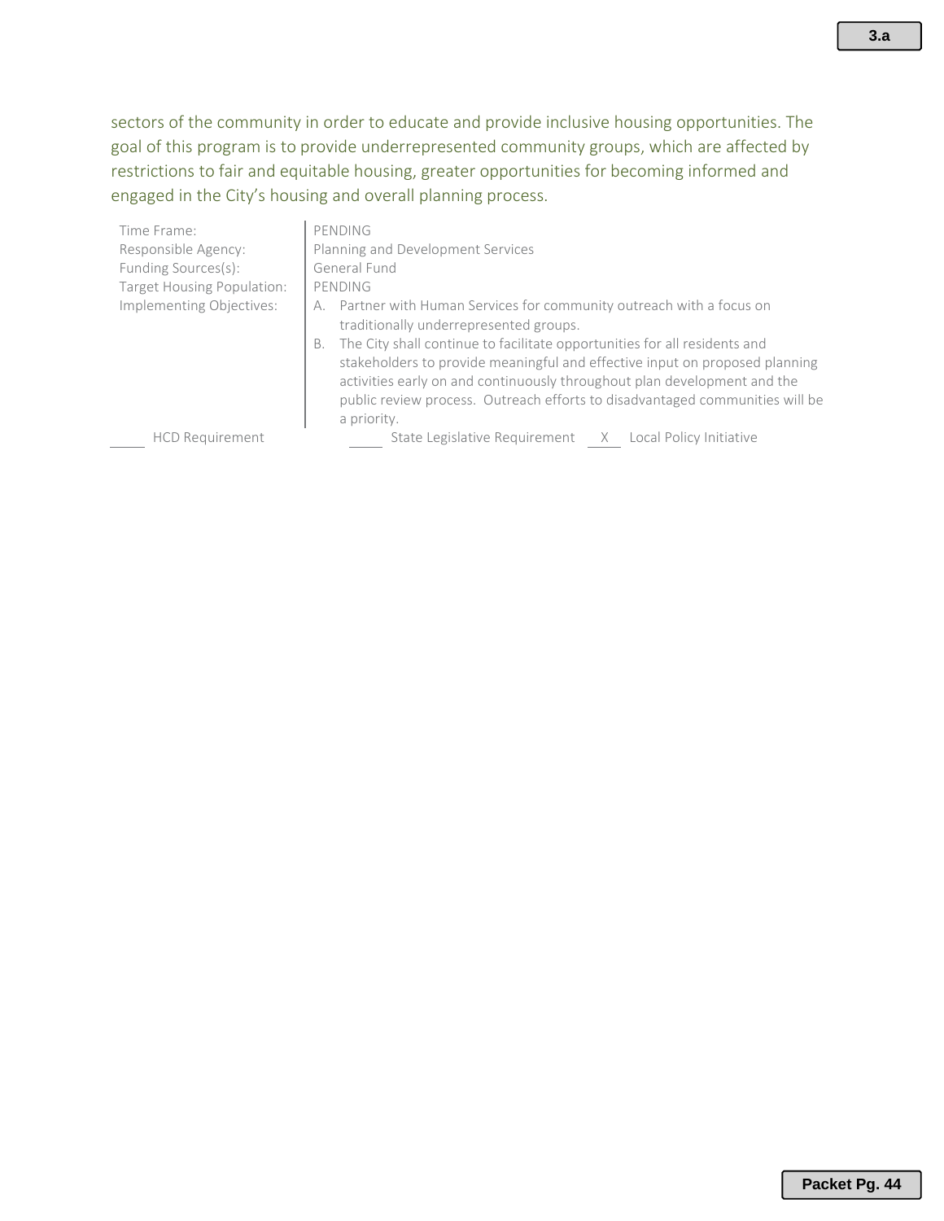sectors of the community in order to educate and provide inclusive housing opportunities. The goal of this program is to provide underrepresented community groups, which are affected by restrictions to fair and equitable housing, greater opportunities for becoming informed and engaged in the City's housing and overall planning process.

| | |
|---|---|
| Time Frame: | PENDING |
| Responsible Agency: | Planning and Development Services |
| Funding Sources(s): | General Fund |
| Target Housing Population: | PENDING |
| Implementing Objectives: | A. Partner with Human Services for community outreach with a focus on traditionally underrepresented groups.<br>B. The City shall continue to facilitate opportunities for all residents and stakeholders to provide meaningful and effective input on proposed planning activities early on and continuously throughout plan development and the public review process. Outreach efforts to disadvantaged communities will be a priority. |

\_\_\_\_ HCD Requirement &nbsp;&nbsp;&nbsp; \_\_\_\_ State Legislative Requirement &nbsp;&nbsp;&nbsp; \_X\_ Local Policy Initiative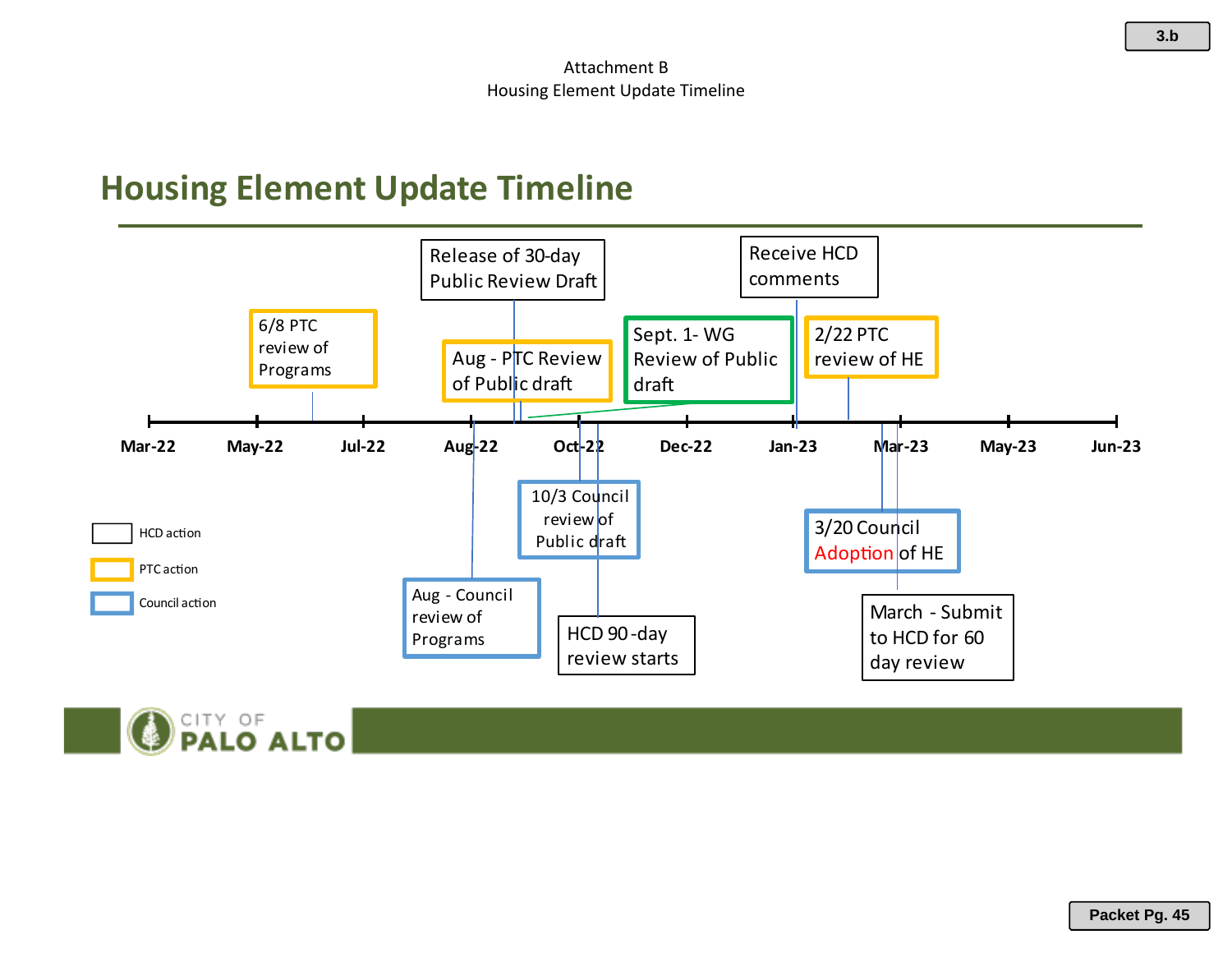Attachment B
Housing Element Update Timeline

# Housing Element Update Timeline

Release of 30-day Public Review Draft

Receive HCD comments

6/8 PTC review of Programs

Aug - PTC Review of Public draft

Sept. 1- WG Review of Public draft

2/22 PTC review of HE

Mar-22 May-22 Jul-22 Aug-22 Oct-22 Dec-22 Jan-23 Mar-23 May-23 Jun-23

10/3 Council review of Public draft

3/20 Council Adoption of HE

HCD action

PTC action

Council action

Aug - Council review of Programs

HCD 90-day review starts

March - Submit to HCD for 60 day review

CITY OF PALO ALTO